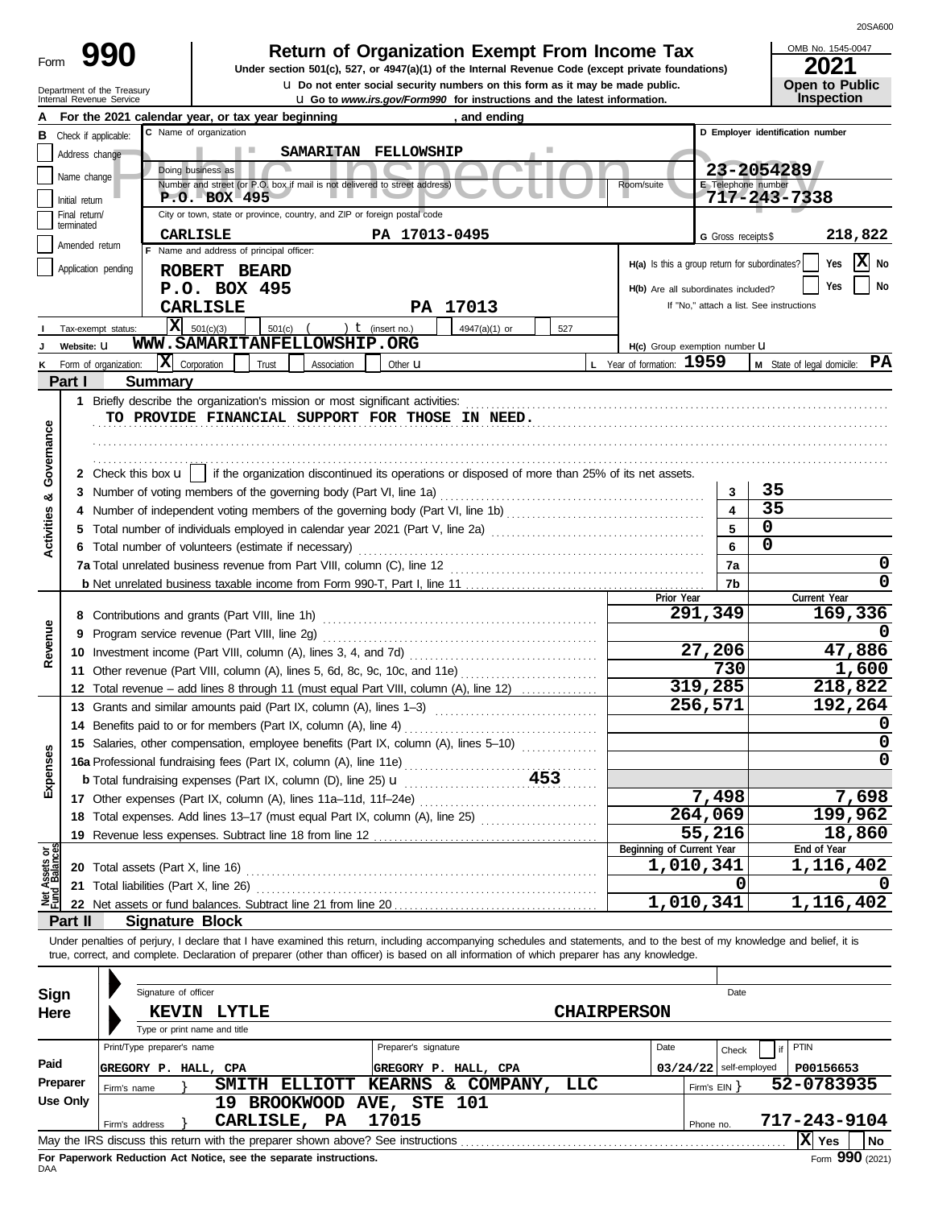# Form 990 — Return of Organization Exempt From Income Tax

**Under section 501(c), 527, or 4947(a)(1) of the Internal Revenue Code (except private foundations)**

u Do not enter social security numbers on this form as it may be made public.

u Go to *www.irs.gov/Form990* for instructions and the latest information.

Department of the Treasury
Internal Revenue Service

OMB No. 1545-0047

**2021**

**Open to Public Inspection**

20SA600

Public Inspection Copy

**A** For the 2021 calendar year, or tax year beginning , and ending

**B** Check if applicable:
- Address change
- Name change
- Initial return
- Final return/terminated
- Amended return
- Application pending

**C** Name of organization: SAMARITAN FELLOWSHIP

Doing business as

Number and street (or P.O. box if mail is not delivered to street address): P.O. BOX 495 — Room/suite

City or town, state or province, country, and ZIP or foreign postal code: CARLISLE PA 17013-0495

**D** Employer identification number: 23-2054289

**E** Telephone number: 717-243-7338

**G** Gross receipts $ 218,822

**F** Name and address of principal officer:
ROBERT BEARD
P.O. BOX 495
CARLISLE PA 17013

**H(a)** Is this a group return for subordinates? Yes [ ] No [X]

**H(b)** Are all subordinates included? Yes [ ] No [ ]
If "No," attach a list. See instructions

**I** Tax-exempt status: [X] 501(c)(3) [ ] 501(c) ( ) t (insert no.) [ ] 4947(a)(1) or [ ] 527

**J** Website: u WWW.SAMARITANFELLOWSHIP.ORG

**H(c)** Group exemption number u

**K** Form of organization: [X] Corporation [ ] Trust [ ] Association [ ] Other u

**L** Year of formation: 1959

**M** State of legal domicile: PA

## Part I Summary

**Activities & Governance**

1 Briefly describe the organization's mission or most significant activities:
TO PROVIDE FINANCIAL SUPPORT FOR THOSE IN NEED.

2 Check this box u [ ] if the organization discontinued its operations or disposed of more than 25% of its net assets.

| | | Line | |
|---|---|---|---|
| 3 | Number of voting members of the governing body (Part VI, line 1a) | 3 | 35 |
| 4 | Number of independent voting members of the governing body (Part VI, line 1b) | 4 | 35 |
| 5 | Total number of individuals employed in calendar year 2021 (Part V, line 2a) | 5 | 0 |
| 6 | Total number of volunteers (estimate if necessary) | 6 | 0 |
| 7a | Total unrelated business revenue from Part VIII, column (C), line 12 | 7a | 0 |
| b | Net unrelated business taxable income from Form 990-T, Part I, line 11 | 7b | 0 |

| | | Prior Year | Current Year |
|---|---|---|---|
| **Revenue** | | | |
| 8 | Contributions and grants (Part VIII, line 1h) | 291,349 | 169,336 |
| 9 | Program service revenue (Part VIII, line 2g) | | 0 |
| 10 | Investment income (Part VIII, column (A), lines 3, 4, and 7d) | 27,206 | 47,886 |
| 11 | Other revenue (Part VIII, column (A), lines 5, 6d, 8c, 9c, 10c, and 11e) | 730 | 1,600 |
| 12 | Total revenue – add lines 8 through 11 (must equal Part VIII, column (A), line 12) | 319,285 | 218,822 |
| **Expenses** | | | |
| 13 | Grants and similar amounts paid (Part IX, column (A), lines 1–3) | 256,571 | 192,264 |
| 14 | Benefits paid to or for members (Part IX, column (A), line 4) | | 0 |
| 15 | Salaries, other compensation, employee benefits (Part IX, column (A), lines 5–10) | | 0 |
| 16a | Professional fundraising fees (Part IX, column (A), line 11e) | | 0 |
| b | Total fundraising expenses (Part IX, column (D), line 25) u 453 | | |
| 17 | Other expenses (Part IX, column (A), lines 11a–11d, 11f–24e) | 7,498 | 7,698 |
| 18 | Total expenses. Add lines 13–17 (must equal Part IX, column (A), line 25) | 264,069 | 199,962 |
| 19 | Revenue less expenses. Subtract line 18 from line 12 | 55,216 | 18,860 |

| **Net Assets or Fund Balances** | | Beginning of Current Year | End of Year |
|---|---|---|---|
| 20 | Total assets (Part X, line 16) | 1,010,341 | 1,116,402 |
| 21 | Total liabilities (Part X, line 26) | 0 | 0 |
| 22 | Net assets or fund balances. Subtract line 21 from line 20 | 1,010,341 | 1,116,402 |

## Part II Signature Block

Under penalties of perjury, I declare that I have examined this return, including accompanying schedules and statements, and to the best of my knowledge and belief, it is true, correct, and complete. Declaration of preparer (other than officer) is based on all information of which preparer has any knowledge.

**Sign Here**

Signature of officer — Date

KEVIN LYTLE — CHAIRPERSON
Type or print name and title

**Paid Preparer Use Only**

| Print/Type preparer's name | Preparer's signature | Date | Check [ ] if self-employed | PTIN |
|---|---|---|---|---|
| GREGORY P. HALL, CPA | GREGORY P. HALL, CPA | 03/24/22 | | P00156653 |

Firm's name } SMITH ELLIOTT KEARNS & COMPANY, LLC — Firm's EIN } 52-0783935

Firm's address } 19 BROOKWOOD AVE, STE 101, CARLISLE, PA 17015 — Phone no. 717-243-9104

May the IRS discuss this return with the preparer shown above? See instructions [X] Yes [ ] No

**For Paperwork Reduction Act Notice, see the separate instructions.**

DAA — Form **990** (2021)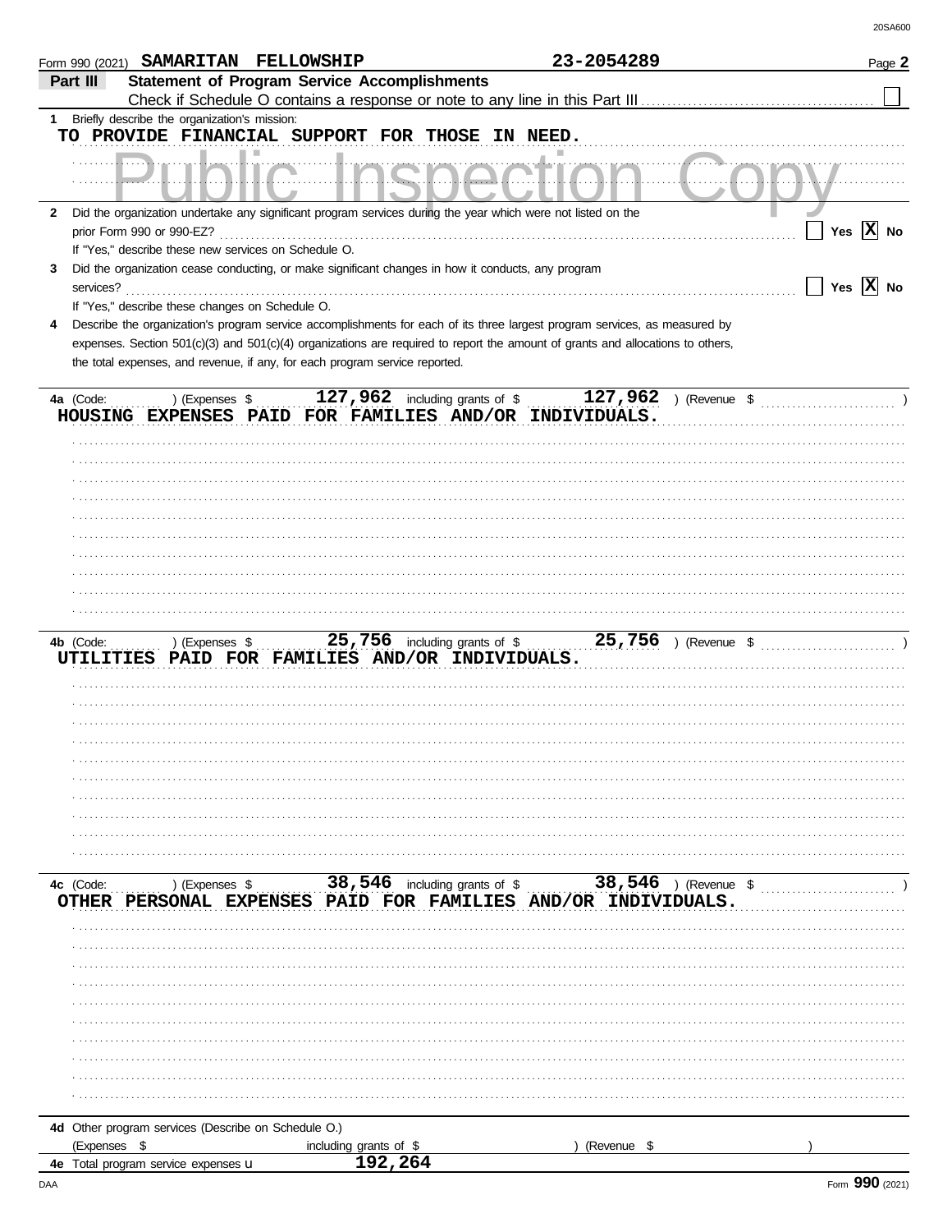Form 990 (2021) SAMARITAN FELLOWSHIP 23-2054289

## Part III Statement of Program Service Accomplishments

Check if Schedule O contains a response or note to any line in this Part III ☐

**1** Briefly describe the organization's mission:

TO PROVIDE FINANCIAL SUPPORT FOR THOSE IN NEED.

Public Inspection Copy

**2** Did the organization undertake any significant program services during the year which were not listed on the prior Form 990 or 990-EZ? ☐ Yes ☒ No

If "Yes," describe these new services on Schedule O.

**3** Did the organization cease conducting, or make significant changes in how it conducts, any program services? ☐ Yes ☒ No

If "Yes," describe these changes on Schedule O.

**4** Describe the organization's program service accomplishments for each of its three largest program services, as measured by expenses. Section 501(c)(3) and 501(c)(4) organizations are required to report the amount of grants and allocations to others, the total expenses, and revenue, if any, for each program service reported.

**4a** (Code: ) (Expenses $ 127,962 including grants of $ 127,962 ) (Revenue $ )

HOUSING EXPENSES PAID FOR FAMILIES AND/OR INDIVIDUALS.

**4b** (Code: ) (Expenses $ 25,756 including grants of $ 25,756 ) (Revenue $ )

UTILITIES PAID FOR FAMILIES AND/OR INDIVIDUALS.

**4c** (Code: ) (Expenses $ 38,546 including grants of $ 38,546 ) (Revenue $ )

OTHER PERSONAL EXPENSES PAID FOR FAMILIES AND/OR INDIVIDUALS.

**4d** Other program services (Describe on Schedule O.)

(Expenses $ including grants of $ ) (Revenue $ )

**4e** Total program service expenses u 192,264

Form 990 (2021)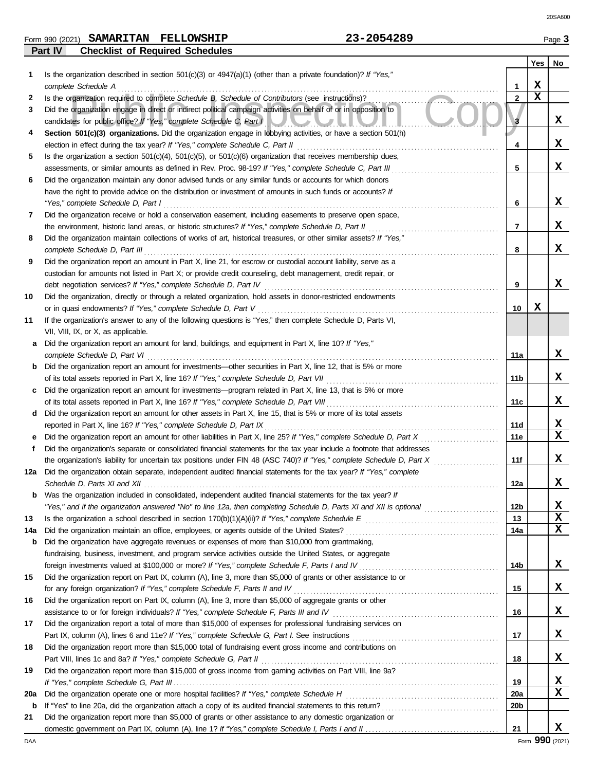Form 990 (2021) **SAMARITAN FELLOWSHIP** **23-2054289** Page **3**

## Part IV Checklist of Required Schedules

| | | | Yes | No |
|---|---|---|---|---|
| **1** | Is the organization described in section 501(c)(3) or 4947(a)(1) (other than a private foundation)? *If "Yes," complete Schedule A* | 1 | X | |
| **2** | Is the organization required to complete *Schedule B, Schedule of Contributors* (see instructions)? | 2 | X | |
| **3** | Did the organization engage in direct or indirect political campaign activities on behalf of or in opposition to candidates for public office? *If "Yes," complete Schedule C, Part I* | 3 | | X |
| **4** | **Section 501(c)(3) organizations.** Did the organization engage in lobbying activities, or have a section 501(h) election in effect during the tax year? *If "Yes," complete Schedule C, Part II* | 4 | | X |
| **5** | Is the organization a section 501(c)(4), 501(c)(5), or 501(c)(6) organization that receives membership dues, assessments, or similar amounts as defined in Rev. Proc. 98-19? *If "Yes," complete Schedule C, Part III* | 5 | | X |
| **6** | Did the organization maintain any donor advised funds or any similar funds or accounts for which donors have the right to provide advice on the distribution or investment of amounts in such funds or accounts? *If "Yes," complete Schedule D, Part I* | 6 | | X |
| **7** | Did the organization receive or hold a conservation easement, including easements to preserve open space, the environment, historic land areas, or historic structures? *If "Yes," complete Schedule D, Part II* | 7 | | X |
| **8** | Did the organization maintain collections of works of art, historical treasures, or other similar assets? *If "Yes," complete Schedule D, Part III* | 8 | | X |
| **9** | Did the organization report an amount in Part X, line 21, for escrow or custodial account liability, serve as a custodian for amounts not listed in Part X; or provide credit counseling, debt management, credit repair, or debt negotiation services? *If "Yes," complete Schedule D, Part IV* | 9 | | X |
| **10** | Did the organization, directly or through a related organization, hold assets in donor-restricted endowments or in quasi endowments? *If "Yes," complete Schedule D, Part V* | 10 | X | |
| **11** | If the organization's answer to any of the following questions is "Yes," then complete Schedule D, Parts VI, VII, VIII, IX, or X, as applicable. | | | |
| **a** | Did the organization report an amount for land, buildings, and equipment in Part X, line 10? *If "Yes," complete Schedule D, Part VI* | 11a | | X |
| **b** | Did the organization report an amount for investments—other securities in Part X, line 12, that is 5% or more of its total assets reported in Part X, line 16? *If "Yes," complete Schedule D, Part VII* | 11b | | X |
| **c** | Did the organization report an amount for investments—program related in Part X, line 13, that is 5% or more of its total assets reported in Part X, line 16? *If "Yes," complete Schedule D, Part VIII* | 11c | | X |
| **d** | Did the organization report an amount for other assets in Part X, line 15, that is 5% or more of its total assets reported in Part X, line 16? *If "Yes," complete Schedule D, Part IX* | 11d | | X |
| **e** | Did the organization report an amount for other liabilities in Part X, line 25? *If "Yes," complete Schedule D, Part X* | 11e | | X |
| **f** | Did the organization's separate or consolidated financial statements for the tax year include a footnote that addresses the organization's liability for uncertain tax positions under FIN 48 (ASC 740)? *If "Yes," complete Schedule D, Part X* | 11f | | X |
| **12a** | Did the organization obtain separate, independent audited financial statements for the tax year? *If "Yes," complete Schedule D, Parts XI and XII* | 12a | | X |
| **b** | Was the organization included in consolidated, independent audited financial statements for the tax year? *If "Yes," and if the organization answered "No" to line 12a, then completing Schedule D, Parts XI and XII is optional* | 12b | | X |
| **13** | Is the organization a school described in section 170(b)(1)(A)(ii)? *If "Yes," complete Schedule E* | 13 | | X |
| **14a** | Did the organization maintain an office, employees, or agents outside of the United States? | 14a | | X |
| **b** | Did the organization have aggregate revenues or expenses of more than $10,000 from grantmaking, fundraising, business, investment, and program service activities outside the United States, or aggregate foreign investments valued at $100,000 or more? *If "Yes," complete Schedule F, Parts I and IV* | 14b | | X |
| **15** | Did the organization report on Part IX, column (A), line 3, more than $5,000 of grants or other assistance to or for any foreign organization? *If "Yes," complete Schedule F, Parts II and IV* | 15 | | X |
| **16** | Did the organization report on Part IX, column (A), line 3, more than $5,000 of aggregate grants or other assistance to or for foreign individuals? *If "Yes," complete Schedule F, Parts III and IV* | 16 | | X |
| **17** | Did the organization report a total of more than $15,000 of expenses for professional fundraising services on Part IX, column (A), lines 6 and 11e? *If "Yes," complete Schedule G, Part I.* See instructions | 17 | | X |
| **18** | Did the organization report more than $15,000 total of fundraising event gross income and contributions on Part VIII, lines 1c and 8a? *If "Yes," complete Schedule G, Part II* | 18 | | X |
| **19** | Did the organization report more than $15,000 of gross income from gaming activities on Part VIII, line 9a? *If "Yes," complete Schedule G, Part III* | 19 | | X |
| **20a** | Did the organization operate one or more hospital facilities? *If "Yes," complete Schedule H* | 20a | | X |
| **b** | If "Yes" to line 20a, did the organization attach a copy of its audited financial statements to this return? | 20b | | |
| **21** | Did the organization report more than $5,000 of grants or other assistance to any domestic organization or domestic government on Part IX, column (A), line 1? *If "Yes," complete Schedule I, Parts I and II* | 21 | | X |

Form **990** (2021)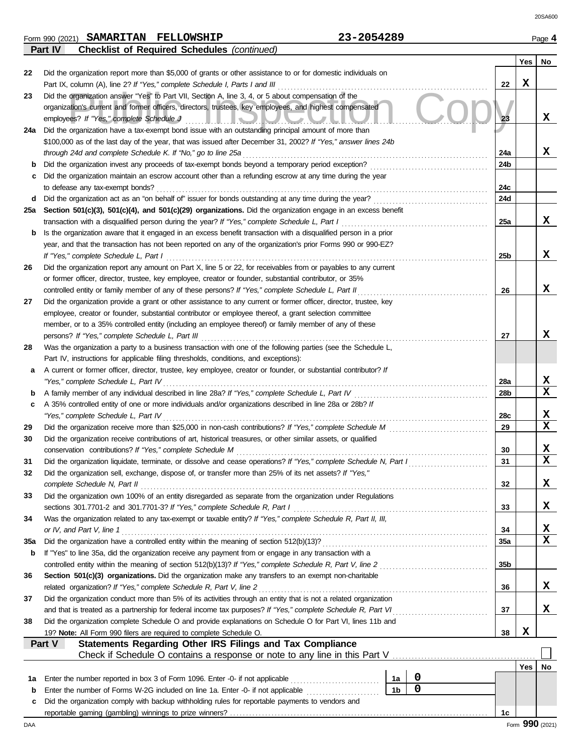Form 990 (2021) **SAMARITAN FELLOWSHIP** **23-2054289** Page **4**

## Part IV — Checklist of Required Schedules *(continued)*

| | | | Yes | No |
|---|---|---|---|---|
| 22 | Did the organization report more than $5,000 of grants or other assistance to or for domestic individuals on Part IX, column (A), line 2? *If "Yes," complete Schedule I, Parts I and III* | 22 | X | |
| 23 | Did the organization answer "Yes" to Part VII, Section A, line 3, 4, or 5 about compensation of the organization's current and former officers, directors, trustees, key employees, and highest compensated employees? *If "Yes," complete Schedule J* | 23 | | X |
| 24a | Did the organization have a tax-exempt bond issue with an outstanding principal amount of more than $100,000 as of the last day of the year, that was issued after December 31, 2002? *If "Yes," answer lines 24b through 24d and complete Schedule K. If "No," go to line 25a* | 24a | | X |
| b | Did the organization invest any proceeds of tax-exempt bonds beyond a temporary period exception? | 24b | | |
| c | Did the organization maintain an escrow account other than a refunding escrow at any time during the year to defease any tax-exempt bonds? | 24c | | |
| d | Did the organization act as an "on behalf of" issuer for bonds outstanding at any time during the year? | 24d | | |
| 25a | **Section 501(c)(3), 501(c)(4), and 501(c)(29) organizations.** Did the organization engage in an excess benefit transaction with a disqualified person during the year? *If "Yes," complete Schedule L, Part I* | 25a | | X |
| b | Is the organization aware that it engaged in an excess benefit transaction with a disqualified person in a prior year, and that the transaction has not been reported on any of the organization's prior Forms 990 or 990-EZ? *If "Yes," complete Schedule L, Part I* | 25b | | X |
| 26 | Did the organization report any amount on Part X, line 5 or 22, for receivables from or payables to any current or former officer, director, trustee, key employee, creator or founder, substantial contributor, or 35% controlled entity or family member of any of these persons? *If "Yes," complete Schedule L, Part II* | 26 | | X |
| 27 | Did the organization provide a grant or other assistance to any current or former officer, director, trustee, key employee, creator or founder, substantial contributor or employee thereof, a grant selection committee member, or to a 35% controlled entity (including an employee thereof) or family member of any of these persons? *If "Yes," complete Schedule L, Part III* | 27 | | X |
| 28 | Was the organization a party to a business transaction with one of the following parties (see the Schedule L, Part IV, instructions for applicable filing thresholds, conditions, and exceptions): | | | |
| a | A current or former officer, director, trustee, key employee, creator or founder, or substantial contributor? *If "Yes," complete Schedule L, Part IV* | 28a | | X |
| b | A family member of any individual described in line 28a? *If "Yes," complete Schedule L, Part IV* | 28b | | X |
| c | A 35% controlled entity of one or more individuals and/or organizations described in line 28a or 28b? *If "Yes," complete Schedule L, Part IV* | 28c | | X |
| 29 | Did the organization receive more than $25,000 in non-cash contributions? *If "Yes," complete Schedule M* | 29 | | X |
| 30 | Did the organization receive contributions of art, historical treasures, or other similar assets, or qualified conservation contributions? *If "Yes," complete Schedule M* | 30 | | X |
| 31 | Did the organization liquidate, terminate, or dissolve and cease operations? *If "Yes," complete Schedule N, Part I* | 31 | | X |
| 32 | Did the organization sell, exchange, dispose of, or transfer more than 25% of its net assets? *If "Yes," complete Schedule N, Part II* | 32 | | X |
| 33 | Did the organization own 100% of an entity disregarded as separate from the organization under Regulations sections 301.7701-2 and 301.7701-3? *If "Yes," complete Schedule R, Part I* | 33 | | X |
| 34 | Was the organization related to any tax-exempt or taxable entity? *If "Yes," complete Schedule R, Part II, III, or IV, and Part V, line 1* | 34 | | X |
| 35a | Did the organization have a controlled entity within the meaning of section 512(b)(13)? | 35a | | X |
| b | If "Yes" to line 35a, did the organization receive any payment from or engage in any transaction with a controlled entity within the meaning of section 512(b)(13)? *If "Yes," complete Schedule R, Part V, line 2* | 35b | | |
| 36 | **Section 501(c)(3) organizations.** Did the organization make any transfers to an exempt non-charitable related organization? *If "Yes," complete Schedule R, Part V, line 2* | 36 | | X |
| 37 | Did the organization conduct more than 5% of its activities through an entity that is not a related organization and that is treated as a partnership for federal income tax purposes? *If "Yes," complete Schedule R, Part VI* | 37 | | X |
| 38 | Did the organization complete Schedule O and provide explanations on Schedule O for Part VI, lines 11b and 19? **Note:** All Form 990 filers are required to complete Schedule O. | 38 | X | |

## Part V — Statements Regarding Other IRS Filings and Tax Compliance

Check if Schedule O contains a response or note to any line in this Part V ☐

| | | | | | Yes | No |
|---|---|---|---|---|---|---|
| 1a | Enter the number reported in box 3 of Form 1096. Enter -0- if not applicable | 1a | 0 | | | |
| b | Enter the number of Forms W-2G included on line 1a. Enter -0- if not applicable | 1b | 0 | | | |
| c | Did the organization comply with backup withholding rules for reportable payments to vendors and reportable gaming (gambling) winnings to prize winners? | | | 1c | | |

Form **990** (2021)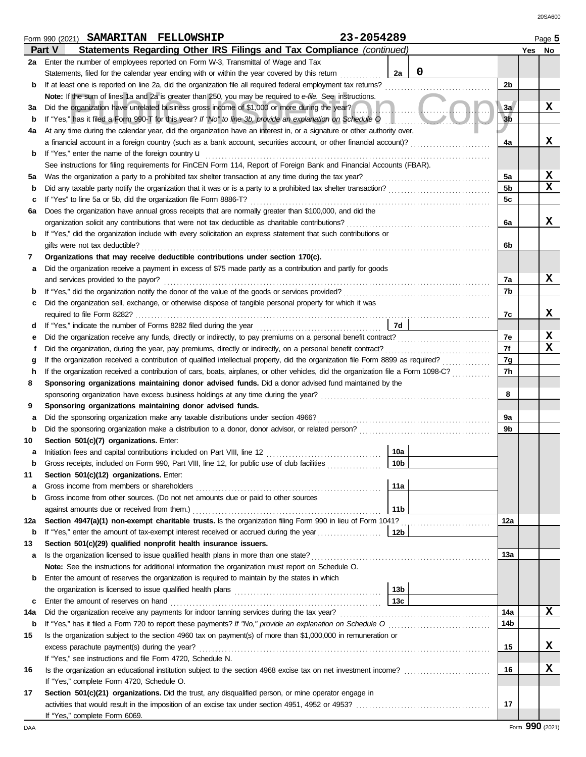Form 990 (2021) **SAMARITAN FELLOWSHIP** 23-2054289 Page 5

## Part V Statements Regarding Other IRS Filings and Tax Compliance *(continued)*

| | | | | Line | Yes | No |
|---|---|---|---|---|---|---|
| **2a** | Enter the number of employees reported on Form W-3, Transmittal of Wage and Tax Statements, filed for the calendar year ending with or within the year covered by this return | 2a | 0 | | | |
| **b** | If at least one is reported on line 2a, did the organization file all required federal employment tax returns? | | | 2b | | |
| | **Note:** If the sum of lines 1a and 2a is greater than 250, you may be required to *e-file*. See instructions. | | | | | |
| **3a** | Did the organization have unrelated business gross income of $1,000 or more during the year? | | | 3a | | X |
| **b** | If "Yes," has it filed a Form 990-T for this year? *If "No" to line 3b, provide an explanation on Schedule O* | | | 3b | | |
| **4a** | At any time during the calendar year, did the organization have an interest in, or a signature or other authority over, a financial account in a foreign country (such as a bank account, securities account, or other financial account)? | | | 4a | | X |
| **b** | If "Yes," enter the name of the foreign country u | | | | | |
| | See instructions for filing requirements for FinCEN Form 114, Report of Foreign Bank and Financial Accounts (FBAR). | | | | | |
| **5a** | Was the organization a party to a prohibited tax shelter transaction at any time during the tax year? | | | 5a | | X |
| **b** | Did any taxable party notify the organization that it was or is a party to a prohibited tax shelter transaction? | | | 5b | | X |
| **c** | If "Yes" to line 5a or 5b, did the organization file Form 8886-T? | | | 5c | | |
| **6a** | Does the organization have annual gross receipts that are normally greater than $100,000, and did the organization solicit any contributions that were not tax deductible as charitable contributions? | | | 6a | | X |
| **b** | If "Yes," did the organization include with every solicitation an express statement that such contributions or gifts were not tax deductible? | | | 6b | | |
| **7** | **Organizations that may receive deductible contributions under section 170(c).** | | | | | |
| **a** | Did the organization receive a payment in excess of $75 made partly as a contribution and partly for goods and services provided to the payor? | | | 7a | | X |
| **b** | If "Yes," did the organization notify the donor of the value of the goods or services provided? | | | 7b | | |
| **c** | Did the organization sell, exchange, or otherwise dispose of tangible personal property for which it was required to file Form 8282? | | | 7c | | X |
| **d** | If "Yes," indicate the number of Forms 8282 filed during the year | 7d | | | | |
| **e** | Did the organization receive any funds, directly or indirectly, to pay premiums on a personal benefit contract? | | | 7e | | X |
| **f** | Did the organization, during the year, pay premiums, directly or indirectly, on a personal benefit contract? | | | 7f | | X |
| **g** | If the organization received a contribution of qualified intellectual property, did the organization file Form 8899 as required? | | | 7g | | |
| **h** | If the organization received a contribution of cars, boats, airplanes, or other vehicles, did the organization file a Form 1098-C? | | | 7h | | |
| **8** | **Sponsoring organizations maintaining donor advised funds.** Did a donor advised fund maintained by the sponsoring organization have excess business holdings at any time during the year? | | | 8 | | |
| **9** | **Sponsoring organizations maintaining donor advised funds.** | | | | | |
| **a** | Did the sponsoring organization make any taxable distributions under section 4966? | | | 9a | | |
| **b** | Did the sponsoring organization make a distribution to a donor, donor advisor, or related person? | | | 9b | | |
| **10** | **Section 501(c)(7) organizations.** Enter: | | | | | |
| **a** | Initiation fees and capital contributions included on Part VIII, line 12 | 10a | | | | |
| **b** | Gross receipts, included on Form 990, Part VIII, line 12, for public use of club facilities | 10b | | | | |
| **11** | **Section 501(c)(12) organizations.** Enter: | | | | | |
| **a** | Gross income from members or shareholders | 11a | | | | |
| **b** | Gross income from other sources. (Do not net amounts due or paid to other sources against amounts due or received from them.) | 11b | | | | |
| **12a** | **Section 4947(a)(1) non-exempt charitable trusts.** Is the organization filing Form 990 in lieu of Form 1041? | | | 12a | | |
| **b** | If "Yes," enter the amount of tax-exempt interest received or accrued during the year | 12b | | | | |
| **13** | **Section 501(c)(29) qualified nonprofit health insurance issuers.** | | | | | |
| **a** | Is the organization licensed to issue qualified health plans in more than one state? | | | 13a | | |
| | **Note:** See the instructions for additional information the organization must report on Schedule O. | | | | | |
| **b** | Enter the amount of reserves the organization is required to maintain by the states in which the organization is licensed to issue qualified health plans | 13b | | | | |
| **c** | Enter the amount of reserves on hand | 13c | | | | |
| **14a** | Did the organization receive any payments for indoor tanning services during the tax year? | | | 14a | | X |
| **b** | If "Yes," has it filed a Form 720 to report these payments? *If "No," provide an explanation on Schedule O* | | | 14b | | |
| **15** | Is the organization subject to the section 4960 tax on payment(s) of more than $1,000,000 in remuneration or excess parachute payment(s) during the year? | | | 15 | | X |
| | If "Yes," see instructions and file Form 4720, Schedule N. | | | | | |
| **16** | Is the organization an educational institution subject to the section 4968 excise tax on net investment income? | | | 16 | | X |
| | If "Yes," complete Form 4720, Schedule O. | | | | | |
| **17** | **Section 501(c)(21) organizations.** Did the trust, any disqualified person, or mine operator engage in activities that would result in the imposition of an excise tax under section 4951, 4952 or 4953? | | | 17 | | |
| | If "Yes," complete Form 6069. | | | | | |

Form **990** (2021)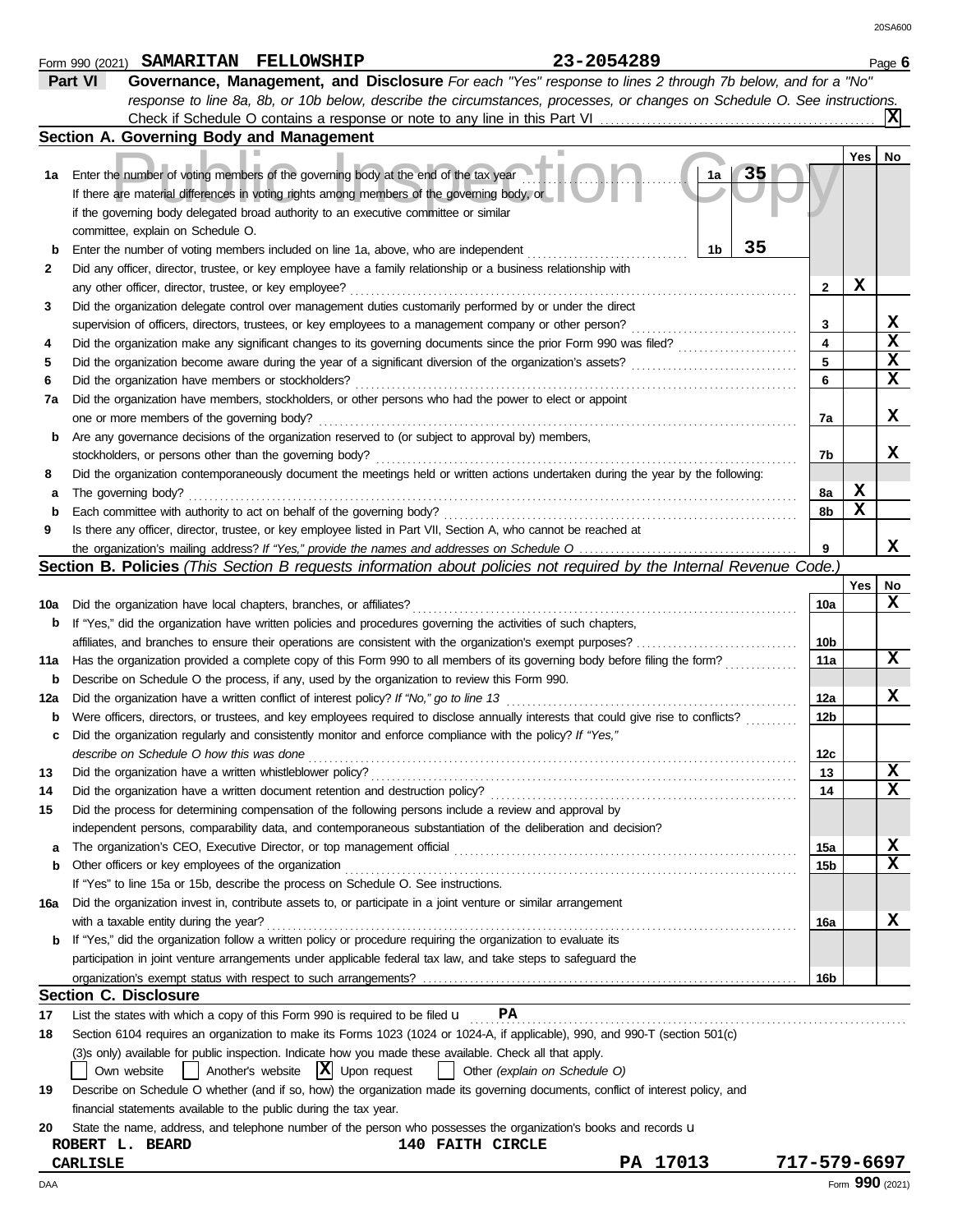Form 990 (2021) **SAMARITAN FELLOWSHIP** **23-2054289** Page **6**

## Part VI Governance, Management, and Disclosure

*For each "Yes" response to lines 2 through 7b below, and for a "No" response to line 8a, 8b, or 10b below, describe the circumstances, processes, or changes on Schedule O. See instructions.*

Check if Schedule O contains a response or note to any line in this Part VI . . . . . . . . [X]

### Section A. Governing Body and Management

| | | | | Yes | No |
|---|---|---|---|---|---|
| 1a | Enter the number of voting members of the governing body at the end of the tax year. If there are material differences in voting rights among members of the governing body, or if the governing body delegated broad authority to an executive committee or similar committee, explain on Schedule O. | 1a | 35 | | |
| b | Enter the number of voting members included on line 1a, above, who are independent | 1b | 35 | | |
| 2 | Did any officer, director, trustee, or key employee have a family relationship or a business relationship with any other officer, director, trustee, or key employee? | | 2 | X | |
| 3 | Did the organization delegate control over management duties customarily performed by or under the direct supervision of officers, directors, trustees, or key employees to a management company or other person? | | 3 | | X |
| 4 | Did the organization make any significant changes to its governing documents since the prior Form 990 was filed? | | 4 | | X |
| 5 | Did the organization become aware during the year of a significant diversion of the organization's assets? | | 5 | | X |
| 6 | Did the organization have members or stockholders? | | 6 | | X |
| 7a | Did the organization have members, stockholders, or other persons who had the power to elect or appoint one or more members of the governing body? | | 7a | | X |
| b | Are any governance decisions of the organization reserved to (or subject to approval by) members, stockholders, or persons other than the governing body? | | 7b | | X |
| 8 | Did the organization contemporaneously document the meetings held or written actions undertaken during the year by the following: | | | | |
| a | The governing body? | | 8a | X | |
| b | Each committee with authority to act on behalf of the governing body? | | 8b | X | |
| 9 | Is there any officer, director, trustee, or key employee listed in Part VII, Section A, who cannot be reached at the organization's mailing address? *If "Yes," provide the names and addresses on Schedule O* | | 9 | | X |

### Section B. Policies *(This Section B requests information about policies not required by the Internal Revenue Code.)*

| | | | Yes | No |
|---|---|---|---|---|
| 10a | Did the organization have local chapters, branches, or affiliates? | 10a | | X |
| b | If "Yes," did the organization have written policies and procedures governing the activities of such chapters, affiliates, and branches to ensure their operations are consistent with the organization's exempt purposes? | 10b | | |
| 11a | Has the organization provided a complete copy of this Form 990 to all members of its governing body before filing the form? | 11a | | X |
| b | Describe on Schedule O the process, if any, used by the organization to review this Form 990. | | | |
| 12a | Did the organization have a written conflict of interest policy? *If "No," go to line 13* | 12a | | X |
| b | Were officers, directors, or trustees, and key employees required to disclose annually interests that could give rise to conflicts? | 12b | | |
| c | Did the organization regularly and consistently monitor and enforce compliance with the policy? *If "Yes," describe on Schedule O how this was done* | 12c | | |
| 13 | Did the organization have a written whistleblower policy? | 13 | | X |
| 14 | Did the organization have a written document retention and destruction policy? | 14 | | X |
| 15 | Did the process for determining compensation of the following persons include a review and approval by independent persons, comparability data, and contemporaneous substantiation of the deliberation and decision? | | | |
| a | The organization's CEO, Executive Director, or top management official | 15a | | X |
| b | Other officers or key employees of the organization | 15b | | X |
| | If "Yes" to line 15a or 15b, describe the process on Schedule O. See instructions. | | | |
| 16a | Did the organization invest in, contribute assets to, or participate in a joint venture or similar arrangement with a taxable entity during the year? | 16a | | X |
| b | If "Yes," did the organization follow a written policy or procedure requiring the organization to evaluate its participation in joint venture arrangements under applicable federal tax law, and take steps to safeguard the organization's exempt status with respect to such arrangements? | 16b | | |

### Section C. Disclosure

17 List the states with which a copy of this Form 990 is required to be filed u **PA**

18 Section 6104 requires an organization to make its Forms 1023 (1024 or 1024-A, if applicable), 990, and 990-T (section 501(c)(3)s only) available for public inspection. Indicate how you made these available. Check all that apply.

[ ] Own website [ ] Another's website [X] Upon request [ ] Other *(explain on Schedule O)*

19 Describe on Schedule O whether (and if so, how) the organization made its governing documents, conflict of interest policy, and financial statements available to the public during the tax year.

20 State the name, address, and telephone number of the person who possesses the organization's books and records u

**ROBERT L. BEARD** **140 FAITH CIRCLE**
**CARLISLE** **PA 17013** **717-579-6697**

Form **990** (2021)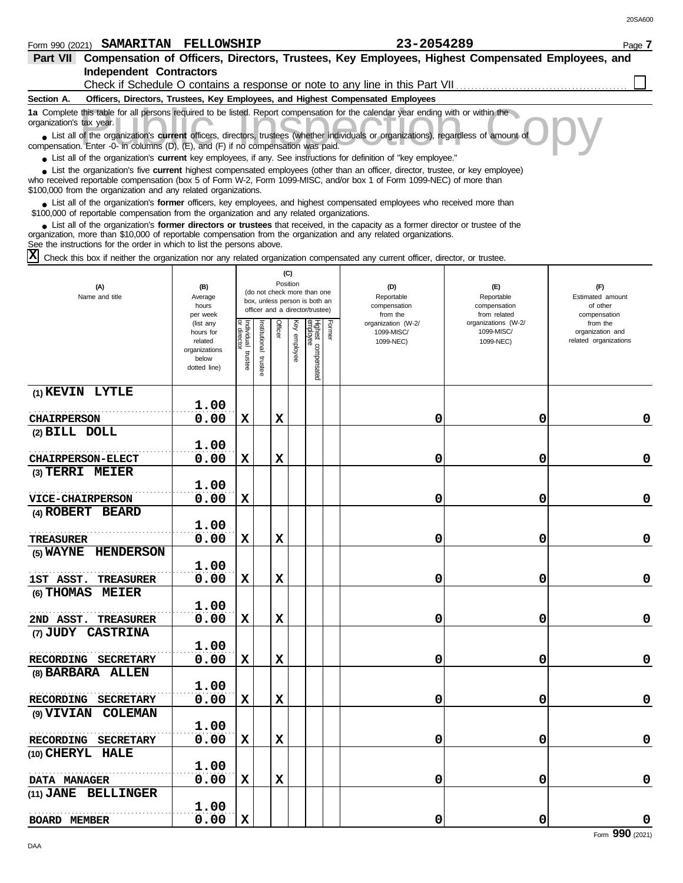Form 990 (2021) **SAMARITAN FELLOWSHIP** **23-2054289** Page **7**

## Part VII Compensation of Officers, Directors, Trustees, Key Employees, Highest Compensated Employees, and Independent Contractors

Check if Schedule O contains a response or note to any line in this Part VII ☐

### Section A. Officers, Directors, Trustees, Key Employees, and Highest Compensated Employees

**1a** Complete this table for all persons required to be listed. Report compensation for the calendar year ending with or within the organization's tax year.

- List all of the organization's **current** officers, directors, trustees (whether individuals or organizations), regardless of amount of compensation. Enter -0- in columns (D), (E), and (F) if no compensation was paid.
- List all of the organization's **current** key employees, if any. See instructions for definition of "key employee."
- List the organization's five **current** highest compensated employees (other than an officer, director, trustee, or key employee) who received reportable compensation (box 5 of Form W-2, Form 1099-MISC, and/or box 1 of Form 1099-NEC) of more than $100,000 from the organization and any related organizations.
- List all of the organization's **former** officers, key employees, and highest compensated employees who received more than $100,000 of reportable compensation from the organization and any related organizations.
- List all of the organization's **former directors or trustees** that received, in the capacity as a former director or trustee of the organization, more than $10,000 of reportable compensation from the organization and any related organizations.

See the instructions for the order in which to list the persons above.

☒ Check this box if neither the organization nor any related organization compensated any current officer, director, or trustee.

| (A) Name and title | (B) Average hours per week (list any hours for related organizations below dotted line) | (C) Position (do not check more than one box, unless person is both an officer and a director/trustee) | | | | | | (D) Reportable compensation from the organization (W-2/ 1099-MISC/ 1099-NEC) | (E) Reportable compensation from related organizations (W-2/ 1099-MISC/ 1099-NEC) | (F) Estimated amount of other compensation from the organization and related organizations |
|---|---|---|---|---|---|---|---|---|---|---|
| | | Individual trustee or director | Institutional trustee | Officer | Key employee | Highest compensated employee | Former | | | |
| (1) KEVIN LYTLE<br>CHAIRPERSON | 1.00<br>0.00 | X | | X | | | | 0 | 0 | 0 |
| (2) BILL DOLL<br>CHAIRPERSON-ELECT | 1.00<br>0.00 | X | | X | | | | 0 | 0 | 0 |
| (3) TERRI MEIER<br>VICE-CHAIRPERSON | 1.00<br>0.00 | X | | | | | | 0 | 0 | 0 |
| (4) ROBERT BEARD<br>TREASURER | 1.00<br>0.00 | X | | X | | | | 0 | 0 | 0 |
| (5) WAYNE HENDERSON<br>1ST ASST. TREASURER | 1.00<br>0.00 | X | | X | | | | 0 | 0 | 0 |
| (6) THOMAS MEIER<br>2ND ASST. TREASURER | 1.00<br>0.00 | X | | X | | | | 0 | 0 | 0 |
| (7) JUDY CASTRINA<br>RECORDING SECRETARY | 1.00<br>0.00 | X | | X | | | | 0 | 0 | 0 |
| (8) BARBARA ALLEN<br>RECORDING SECRETARY | 1.00<br>0.00 | X | | X | | | | 0 | 0 | 0 |
| (9) VIVIAN COLEMAN<br>RECORDING SECRETARY | 1.00<br>0.00 | X | | X | | | | 0 | 0 | 0 |
| (10) CHERYL HALE<br>DATA MANAGER | 1.00<br>0.00 | X | | X | | | | 0 | 0 | 0 |
| (11) JANE BELLINGER<br>BOARD MEMBER | 1.00<br>0.00 | X | | | | | | 0 | 0 | 0 |

Form **990** (2021)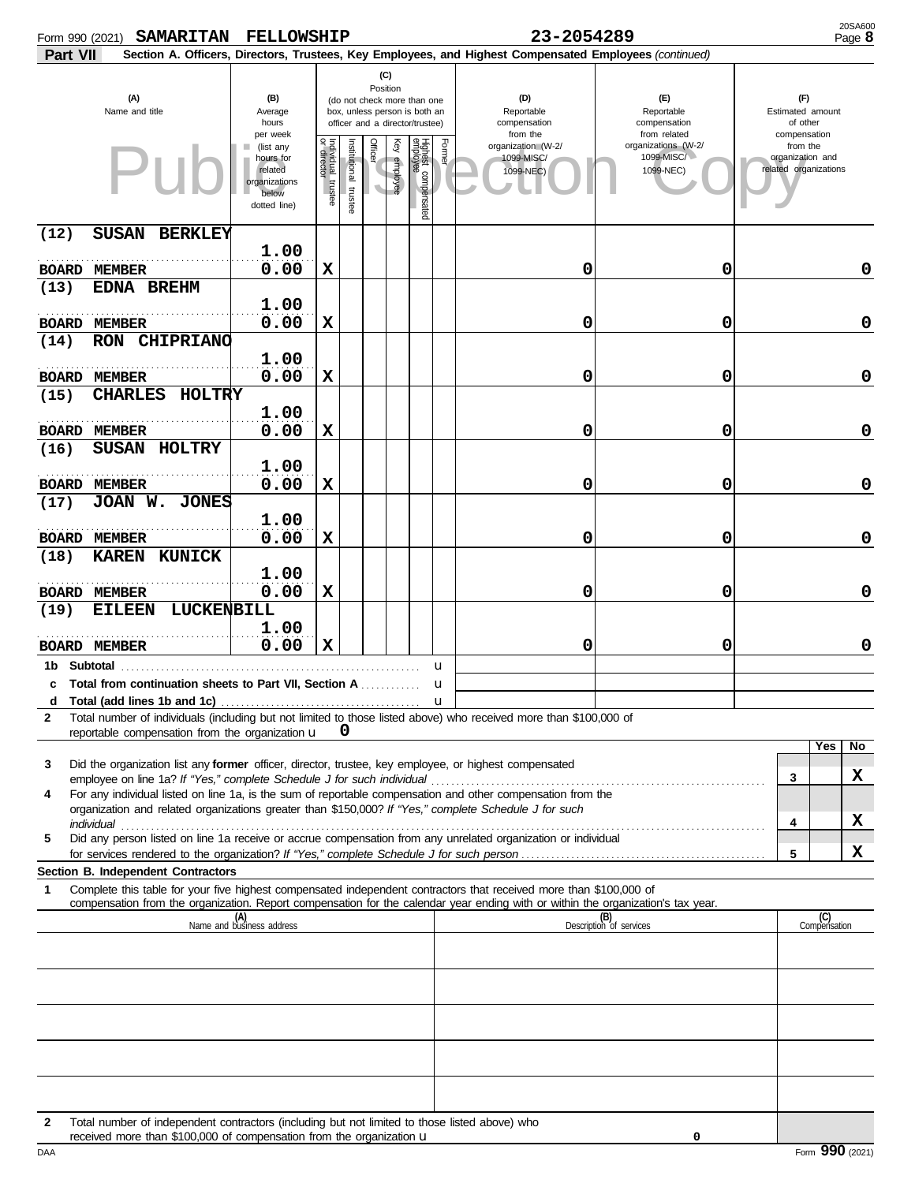Form 990 (2021) **SAMARITAN FELLOWSHIP** **23-2054289** Page **8**

**Part VII** **Section A. Officers, Directors, Trustees, Key Employees, and Highest Compensated Employees** *(continued)*

| (A) Name and title | (B) Average hours per week (list any hours for related organizations below dotted line) | (C) Position: Individual trustee or director | Institutional trustee | Officer | Key employee | Highest compensated employee | Former | (D) Reportable compensation from the organization (W-2/ 1099-MISC/ 1099-NEC) | (E) Reportable compensation from related organizations (W-2/ 1099-MISC/ 1099-NEC) | (F) Estimated amount of other compensation from the organization and related organizations |
|---|---|---|---|---|---|---|---|---|---|---|
| (12) SUSAN BERKLEY<br>BOARD MEMBER | 1.00<br>0.00 | X | | | | | | 0 | 0 | 0 |
| (13) EDNA BREHM<br>BOARD MEMBER | 1.00<br>0.00 | X | | | | | | 0 | 0 | 0 |
| (14) RON CHIPRIANO<br>BOARD MEMBER | 1.00<br>0.00 | X | | | | | | 0 | 0 | 0 |
| (15) CHARLES HOLTRY<br>BOARD MEMBER | 1.00<br>0.00 | X | | | | | | 0 | 0 | 0 |
| (16) SUSAN HOLTRY<br>BOARD MEMBER | 1.00<br>0.00 | X | | | | | | 0 | 0 | 0 |
| (17) JOAN W. JONES<br>BOARD MEMBER | 1.00<br>0.00 | X | | | | | | 0 | 0 | 0 |
| (18) KAREN KUNICK<br>BOARD MEMBER | 1.00<br>0.00 | X | | | | | | 0 | 0 | 0 |
| (19) EILEEN LUCKENBILL<br>BOARD MEMBER | 1.00<br>0.00 | X | | | | | | 0 | 0 | 0 |
| **1b Subtotal** | | | | | | | | | | |
| **c Total from continuation sheets to Part VII, Section A** | | | | | | | | | | |
| **d Total (add lines 1b and 1c)** | | | | | | | | | | |

**2** Total number of individuals (including but not limited to those listed above) who received more than $100,000 of reportable compensation from the organization u **0**

| | | Yes | No |
|---|---|---|---|
| **3** Did the organization list any **former** officer, director, trustee, key employee, or highest compensated employee on line 1a? *If "Yes," complete Schedule J for such individual* | 3 | | X |
| **4** For any individual listed on line 1a, is the sum of reportable compensation and other compensation from the organization and related organizations greater than $150,000? *If "Yes," complete Schedule J for such individual* | 4 | | X |
| **5** Did any person listed on line 1a receive or accrue compensation from any unrelated organization or individual for services rendered to the organization? *If "Yes," complete Schedule J for such person* | 5 | | X |

**Section B. Independent Contractors**

**1** Complete this table for your five highest compensated independent contractors that received more than $100,000 of compensation from the organization. Report compensation for the calendar year ending with or within the organization's tax year.

| (A) Name and business address | (B) Description of services | (C) Compensation |
|---|---|---|
| | | |
| | | |
| | | |
| | | |
| | | |

**2** Total number of independent contractors (including but not limited to those listed above) who received more than $100,000 of compensation from the organization u **0**

DAA Form **990** (2021)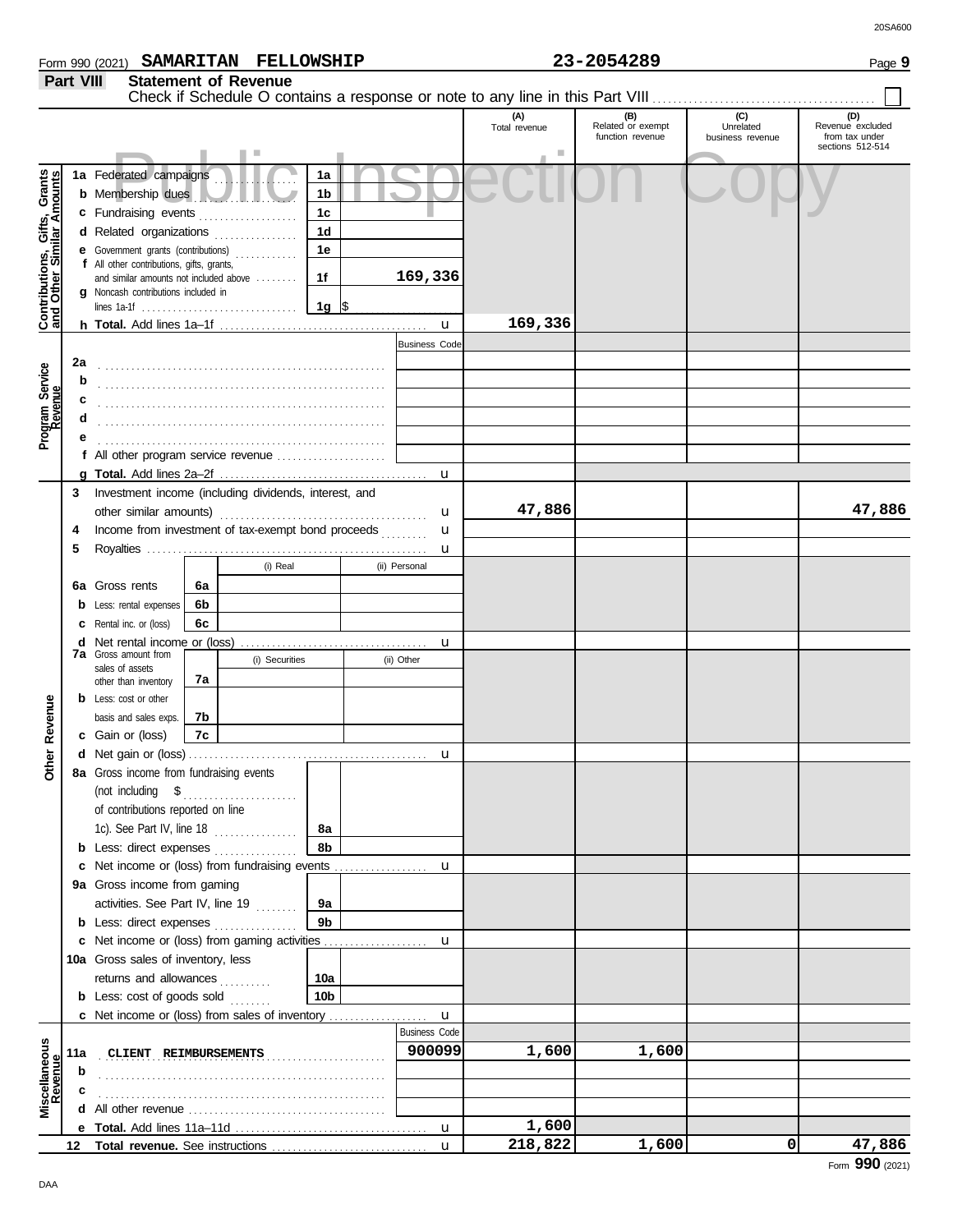Form 990 (2021) **SAMARITAN FELLOWSHIP** **23-2054289**

## Part VIII Statement of Revenue

Check if Schedule O contains a response or note to any line in this Part VIII ☐

Public Inspection Copy

| | | | (A) Total revenue | (B) Related or exempt function revenue | (C) Unrelated business revenue | (D) Revenue excluded from tax under sections 512-514 |
|---|---|---|---|---|---|---|
| **Contributions, Gifts, Grants and Other Similar Amounts** | **1a** Federated campaigns | 1a | | | | |
| | **b** Membership dues | 1b | | | | |
| | **c** Fundraising events | 1c | | | | |
| | **d** Related organizations | 1d | | | | |
| | **e** Government grants (contributions) | 1e | | | | |
| | **f** All other contributions, gifts, grants, and similar amounts not included above | 1f 169,336 | | | | |
| | **g** Noncash contributions included in lines 1a-1f | 1g $ | | | | |
| | **h Total.** Add lines 1a–1f | | 169,336 | | | |
| **Program Service Revenue** | | Business Code | | | | |
| | **2a** | | | | | |
| | **b** | | | | | |
| | **c** | | | | | |
| | **d** | | | | | |
| | **e** | | | | | |
| | **f** All other program service revenue | | | | | |
| | **g Total.** Add lines 2a–2f | | | | | |
| **Other Revenue** | **3** Investment income (including dividends, interest, and other similar amounts) | | 47,886 | | | 47,886 |
| | **4** Income from investment of tax-exempt bond proceeds | | | | | |
| | **5** Royalties | | | | | |
| | | (i) Real / (ii) Personal | | | | |
| | **6a** Gross rents | 6a | | | | |
| | **b** Less: rental expenses | 6b | | | | |
| | **c** Rental inc. or (loss) | 6c | | | | |
| | **d** Net rental income or (loss) | | | | | |
| | **7a** Gross amount from sales of assets other than inventory | 7a (i) Securities / (ii) Other | | | | |
| | **b** Less: cost or other basis and sales exps. | 7b | | | | |
| | **c** Gain or (loss) | 7c | | | | |
| | **d** Net gain or (loss) | | | | | |
| | **8a** Gross income from fundraising events (not including $ of contributions reported on line 1c). See Part IV, line 18 | 8a | | | | |
| | **b** Less: direct expenses | 8b | | | | |
| | **c** Net income or (loss) from fundraising events | | | | | |
| | **9a** Gross income from gaming activities. See Part IV, line 19 | 9a | | | | |
| | **b** Less: direct expenses | 9b | | | | |
| | **c** Net income or (loss) from gaming activities | | | | | |
| | **10a** Gross sales of inventory, less returns and allowances | 10a | | | | |
| | **b** Less: cost of goods sold | 10b | | | | |
| | **c** Net income or (loss) from sales of inventory | | | | | |
| **Miscellaneous Revenue** | | Business Code | | | | |
| | **11a** CLIENT REIMBURSEMENTS | 900099 | 1,600 | 1,600 | | |
| | **b** | | | | | |
| | **c** | | | | | |
| | **d** All other revenue | | | | | |
| | **e Total.** Add lines 11a–11d | | 1,600 | | | |
| | **12 Total revenue.** See instructions | | 218,822 | 1,600 | 0 | 47,886 |

Form **990** (2021)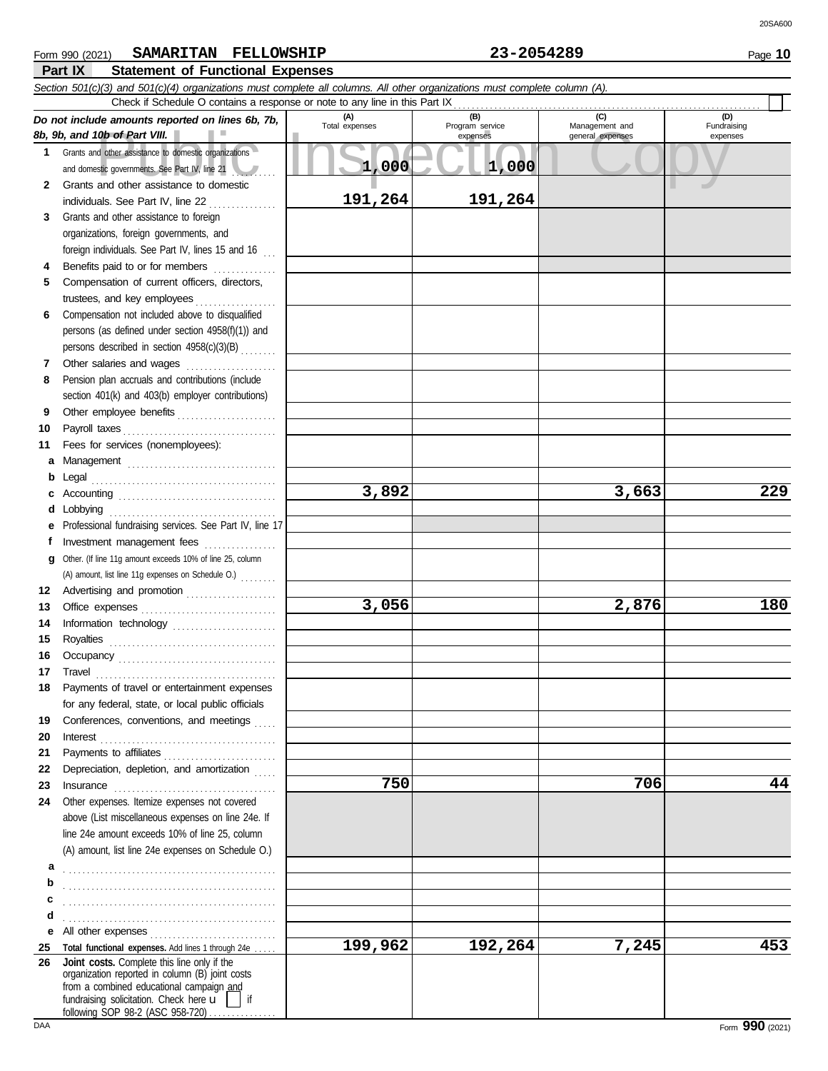Form 990 (2021) **SAMARITAN FELLOWSHIP** **23-2054289** Page **10**

**Part IX Statement of Functional Expenses**

*Section 501(c)(3) and 501(c)(4) organizations must complete all columns. All other organizations must complete column (A).*

Check if Schedule O contains a response or note to any line in this Part IX

| *Do not include amounts reported on lines 6b, 7b, 8b, 9b, and 10b of Part VIII.* | (A) Total expenses | (B) Program service expenses | (C) Management and general expenses | (D) Fundraising expenses |
|---|---|---|---|---|
| 1 Grants and other assistance to domestic organizations and domestic governments. See Part IV, line 21 | 1,000 | 1,000 | | |
| 2 Grants and other assistance to domestic individuals. See Part IV, line 22 | 191,264 | 191,264 | | |
| 3 Grants and other assistance to foreign organizations, foreign governments, and foreign individuals. See Part IV, lines 15 and 16 | | | | |
| 4 Benefits paid to or for members | | | | |
| 5 Compensation of current officers, directors, trustees, and key employees | | | | |
| 6 Compensation not included above to disqualified persons (as defined under section 4958(f)(1)) and persons described in section 4958(c)(3)(B) | | | | |
| 7 Other salaries and wages | | | | |
| 8 Pension plan accruals and contributions (include section 401(k) and 403(b) employer contributions) | | | | |
| 9 Other employee benefits | | | | |
| 10 Payroll taxes | | | | |
| 11 Fees for services (nonemployees): | | | | |
| a Management | | | | |
| b Legal | | | | |
| c Accounting | 3,892 | | 3,663 | 229 |
| d Lobbying | | | | |
| e Professional fundraising services. See Part IV, line 17 | | | | |
| f Investment management fees | | | | |
| g Other. (If line 11g amount exceeds 10% of line 25, column (A) amount, list line 11g expenses on Schedule O.) | | | | |
| 12 Advertising and promotion | | | | |
| 13 Office expenses | 3,056 | | 2,876 | 180 |
| 14 Information technology | | | | |
| 15 Royalties | | | | |
| 16 Occupancy | | | | |
| 17 Travel | | | | |
| 18 Payments of travel or entertainment expenses for any federal, state, or local public officials | | | | |
| 19 Conferences, conventions, and meetings | | | | |
| 20 Interest | | | | |
| 21 Payments to affiliates | | | | |
| 22 Depreciation, depletion, and amortization | | | | |
| 23 Insurance | 750 | | 706 | 44 |
| 24 Other expenses. Itemize expenses not covered above (List miscellaneous expenses on line 24e. If line 24e amount exceeds 10% of line 25, column (A) amount, list line 24e expenses on Schedule O.) | | | | |
| a | | | | |
| b | | | | |
| c | | | | |
| d | | | | |
| e All other expenses | | | | |
| 25 **Total functional expenses.** Add lines 1 through 24e | 199,962 | 192,264 | 7,245 | 453 |
| 26 **Joint costs.** Complete this line only if the organization reported in column (B) joint costs from a combined educational campaign and fundraising solicitation. Check here if following SOP 98-2 (ASC 958-720) | | | | |

Form **990** (2021)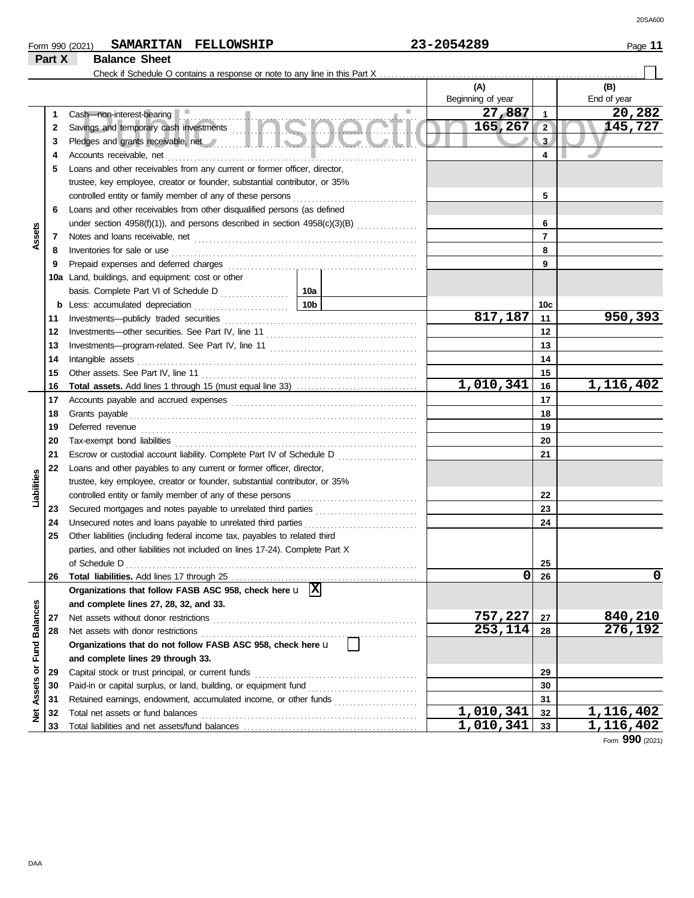Form 990 (2021) **SAMARITAN FELLOWSHIP** **23-2054289** Page **11**

## Part X Balance Sheet

Check if Schedule O contains a response or note to any line in this Part X ☐

| | | | | (A) Beginning of year | | (B) End of year |
|---|---|---|---|---|---|---|
| **Assets** | 1 | Cash—non-interest-bearing | | 27,887 | 1 | 20,282 |
| | 2 | Savings and temporary cash investments | | 165,267 | 2 | 145,727 |
| | 3 | Pledges and grants receivable, net | | | 3 | |
| | 4 | Accounts receivable, net | | | 4 | |
| | 5 | Loans and other receivables from any current or former officer, director, trustee, key employee, creator or founder, substantial contributor, or 35% controlled entity or family member of any of these persons | | | 5 | |
| | 6 | Loans and other receivables from other disqualified persons (as defined under section 4958(f)(1)), and persons described in section 4958(c)(3)(B) | | | 6 | |
| | 7 | Notes and loans receivable, net | | | 7 | |
| | 8 | Inventories for sale or use | | | 8 | |
| | 9 | Prepaid expenses and deferred charges | | | 9 | |
| | 10a | Land, buildings, and equipment: cost or other basis. Complete Part VI of Schedule D | 10a | | | |
| | b | Less: accumulated depreciation | 10b | | 10c | |
| | 11 | Investments—publicly traded securities | | 817,187 | 11 | 950,393 |
| | 12 | Investments—other securities. See Part IV, line 11 | | | 12 | |
| | 13 | Investments—program-related. See Part IV, line 11 | | | 13 | |
| | 14 | Intangible assets | | | 14 | |
| | 15 | Other assets. See Part IV, line 11 | | | 15 | |
| | 16 | **Total assets.** Add lines 1 through 15 (must equal line 33) | | 1,010,341 | 16 | 1,116,402 |
| **Liabilities** | 17 | Accounts payable and accrued expenses | | | 17 | |
| | 18 | Grants payable | | | 18 | |
| | 19 | Deferred revenue | | | 19 | |
| | 20 | Tax-exempt bond liabilities | | | 20 | |
| | 21 | Escrow or custodial account liability. Complete Part IV of Schedule D | | | 21 | |
| | 22 | Loans and other payables to any current or former officer, director, trustee, key employee, creator or founder, substantial contributor, or 35% controlled entity or family member of any of these persons | | | 22 | |
| | 23 | Secured mortgages and notes payable to unrelated third parties | | | 23 | |
| | 24 | Unsecured notes and loans payable to unrelated third parties | | | 24 | |
| | 25 | Other liabilities (including federal income tax, payables to related third parties, and other liabilities not included on lines 17-24). Complete Part X of Schedule D | | | 25 | |
| | 26 | **Total liabilities.** Add lines 17 through 25 | | 0 | 26 | 0 |
| **Net Assets or Fund Balances** | | **Organizations that follow FASB ASC 958, check here** ☒ **and complete lines 27, 28, 32, and 33.** | | | | |
| | 27 | Net assets without donor restrictions | | 757,227 | 27 | 840,210 |
| | 28 | Net assets with donor restrictions | | 253,114 | 28 | 276,192 |
| | | **Organizations that do not follow FASB ASC 958, check here** ☐ **and complete lines 29 through 33.** | | | | |
| | 29 | Capital stock or trust principal, or current funds | | | 29 | |
| | 30 | Paid-in or capital surplus, or land, building, or equipment fund | | | 30 | |
| | 31 | Retained earnings, endowment, accumulated income, or other funds | | | 31 | |
| | 32 | Total net assets or fund balances | | 1,010,341 | 32 | 1,116,402 |
| | 33 | Total liabilities and net assets/fund balances | | 1,010,341 | 33 | 1,116,402 |

Form **990** (2021)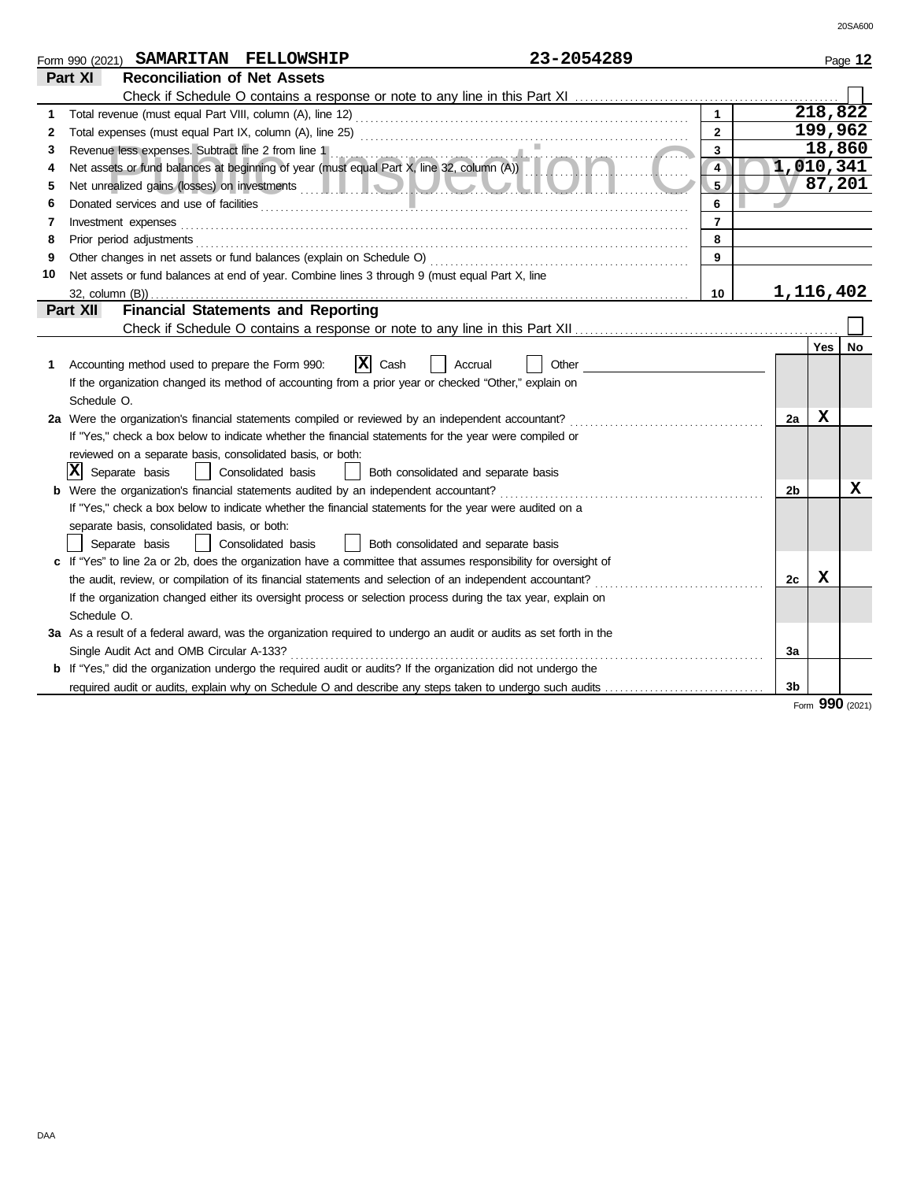Form 990 (2021) **SAMARITAN FELLOWSHIP** **23-2054289**

## Part XI Reconciliation of Net Assets

Check if Schedule O contains a response or note to any line in this Part XI ☐

| | | | |
|---|---|---|---|
| 1 | Total revenue (must equal Part VIII, column (A), line 12) | 1 | 218,822 |
| 2 | Total expenses (must equal Part IX, column (A), line 25) | 2 | 199,962 |
| 3 | Revenue less expenses. Subtract line 2 from line 1 | 3 | 18,860 |
| 4 | Net assets or fund balances at beginning of year (must equal Part X, line 32, column (A)) | 4 | 1,010,341 |
| 5 | Net unrealized gains (losses) on investments | 5 | 87,201 |
| 6 | Donated services and use of facilities | 6 | |
| 7 | Investment expenses | 7 | |
| 8 | Prior period adjustments | 8 | |
| 9 | Other changes in net assets or fund balances (explain on Schedule O) | 9 | |
| 10 | Net assets or fund balances at end of year. Combine lines 3 through 9 (must equal Part X, line 32, column (B)) | 10 | 1,116,402 |

## Part XII Financial Statements and Reporting

Check if Schedule O contains a response or note to any line in this Part XII ☐

| | | | Yes | No |
|---|---|---|---|---|
| 1 | Accounting method used to prepare the Form 990: ☒ Cash ☐ Accrual ☐ Other<br>If the organization changed its method of accounting from a prior year or checked "Other," explain on Schedule O. | | | |
| 2a | Were the organization's financial statements compiled or reviewed by an independent accountant?<br>If "Yes," check a box below to indicate whether the financial statements for the year were compiled or reviewed on a separate basis, consolidated basis, or both:<br>☒ Separate basis ☐ Consolidated basis ☐ Both consolidated and separate basis | 2a | X | |
| b | Were the organization's financial statements audited by an independent accountant?<br>If "Yes," check a box below to indicate whether the financial statements for the year were audited on a separate basis, consolidated basis, or both:<br>☐ Separate basis ☐ Consolidated basis ☐ Both consolidated and separate basis | 2b | | X |
| c | If "Yes" to line 2a or 2b, does the organization have a committee that assumes responsibility for oversight of the audit, review, or compilation of its financial statements and selection of an independent accountant?<br>If the organization changed either its oversight process or selection process during the tax year, explain on Schedule O. | 2c | X | |
| 3a | As a result of a federal award, was the organization required to undergo an audit or audits as set forth in the Single Audit Act and OMB Circular A-133? | 3a | | |
| b | If "Yes," did the organization undergo the required audit or audits? If the organization did not undergo the required audit or audits, explain why on Schedule O and describe any steps taken to undergo such audits | 3b | | |

Form **990** (2021)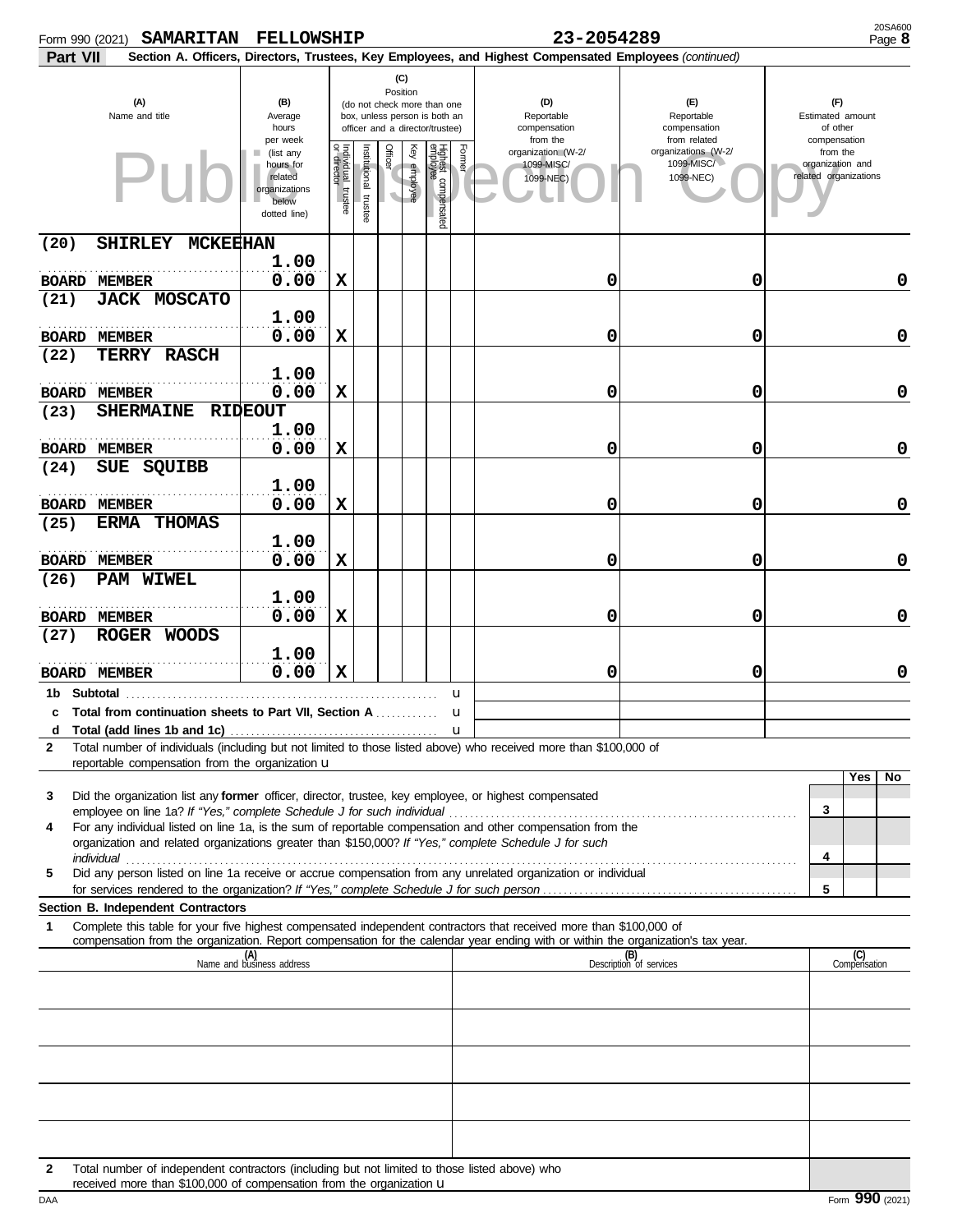Form 990 (2021) **SAMARITAN FELLOWSHIP** **23-2054289** Page **8**

**Part VII** **Section A. Officers, Directors, Trustees, Key Employees, and Highest Compensated Employees** *(continued)*

| (A) Name and title | (B) Average hours per week (list any hours for related organizations below dotted line) | (C) Position: Individual trustee or director | Institutional trustee | Officer | Key employee | Highest compensated employee | Former | (D) Reportable compensation from the organization (W-2/ 1099-MISC/ 1099-NEC) | (E) Reportable compensation from related organizations (W-2/ 1099-MISC/ 1099-NEC) | (F) Estimated amount of other compensation from the organization and related organizations |
|---|---|---|---|---|---|---|---|---|---|---|
| (20) SHIRLEY MCKEEHAN<br>BOARD MEMBER | 1.00<br>0.00 | X | | | | | | 0 | 0 | 0 |
| (21) JACK MOSCATO<br>BOARD MEMBER | 1.00<br>0.00 | X | | | | | | 0 | 0 | 0 |
| (22) TERRY RASCH<br>BOARD MEMBER | 1.00<br>0.00 | X | | | | | | 0 | 0 | 0 |
| (23) SHERMAINE RIDEOUT<br>BOARD MEMBER | 1.00<br>0.00 | X | | | | | | 0 | 0 | 0 |
| (24) SUE SQUIBB<br>BOARD MEMBER | 1.00<br>0.00 | X | | | | | | 0 | 0 | 0 |
| (25) ERMA THOMAS<br>BOARD MEMBER | 1.00<br>0.00 | X | | | | | | 0 | 0 | 0 |
| (26) PAM WIWEL<br>BOARD MEMBER | 1.00<br>0.00 | X | | | | | | 0 | 0 | 0 |
| (27) ROGER WOODS<br>BOARD MEMBER | 1.00<br>0.00 | X | | | | | | 0 | 0 | 0 |
| **1b Subtotal** | | | | | | | | | | |
| **c Total from continuation sheets to Part VII, Section A** | | | | | | | | | | |
| **d Total (add lines 1b and 1c)** | | | | | | | | | | |

**2** Total number of individuals (including but not limited to those listed above) who received more than $100,000 of reportable compensation from the organization

| | | Yes | No |
|---|---|---|---|
| **3** Did the organization list any **former** officer, director, trustee, key employee, or highest compensated employee on line 1a? *If "Yes," complete Schedule J for such individual* | 3 | | |
| **4** For any individual listed on line 1a, is the sum of reportable compensation and other compensation from the organization and related organizations greater than $150,000? *If "Yes," complete Schedule J for such individual* | 4 | | |
| **5** Did any person listed on line 1a receive or accrue compensation from any unrelated organization or individual for services rendered to the organization? *If "Yes," complete Schedule J for such person* | 5 | | |

**Section B. Independent Contractors**

**1** Complete this table for your five highest compensated independent contractors that received more than $100,000 of compensation from the organization. Report compensation for the calendar year ending with or within the organization's tax year.

| (A) Name and business address | (B) Description of services | (C) Compensation |
|---|---|---|
| | | |
| | | |
| | | |
| | | |
| | | |

**2** Total number of independent contractors (including but not limited to those listed above) who received more than $100,000 of compensation from the organization

Form **990** (2021)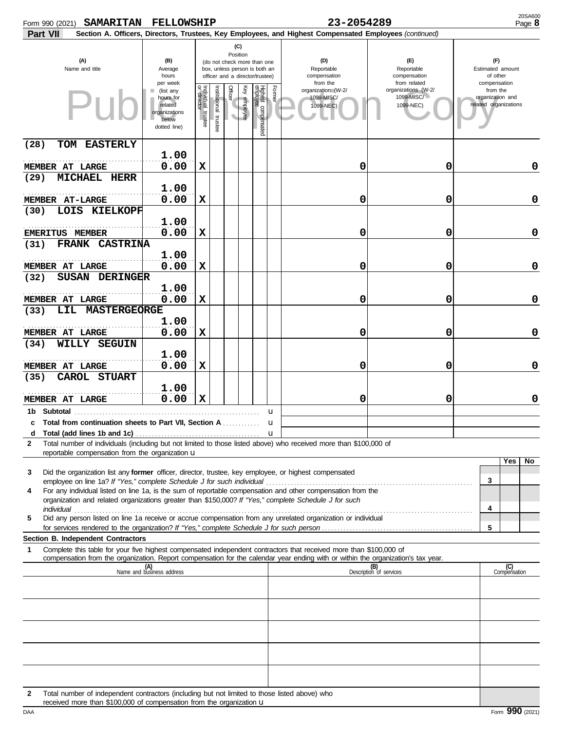Form 990 (2021) **SAMARITAN FELLOWSHIP** **23-2054289** Page **8**

**Part VII** **Section A. Officers, Directors, Trustees, Key Employees, and Highest Compensated Employees** *(continued)*

| (A) Name and title | (B) Average hours per week (list any hours for related organizations below dotted line) | (C) Individual trustee or director | Institutional trustee | Officer | Key employee | Highest compensated employee | Former | (D) Reportable compensation from the organization (W-2/1099-MISC/1099-NEC) | (E) Reportable compensation from related organizations (W-2/1099-MISC/1099-NEC) | (F) Estimated amount of other compensation from the organization and related organizations |
|---|---|---|---|---|---|---|---|---|---|---|
| (28) TOM EASTERLY<br>MEMBER AT LARGE | 1.00<br>0.00 | X | | | | | | 0 | 0 | 0 |
| (29) MICHAEL HERR<br>MEMBER AT-LARGE | 1.00<br>0.00 | X | | | | | | 0 | 0 | 0 |
| (30) LOIS KIELKOPF<br>EMERITUS MEMBER | 1.00<br>0.00 | X | | | | | | 0 | 0 | 0 |
| (31) FRANK CASTRINA<br>MEMBER AT LARGE | 1.00<br>0.00 | X | | | | | | 0 | 0 | 0 |
| (32) SUSAN DERINGER<br>MEMBER AT LARGE | 1.00<br>0.00 | X | | | | | | 0 | 0 | 0 |
| (33) LIL MASTERGEORGE<br>MEMBER AT LARGE | 1.00<br>0.00 | X | | | | | | 0 | 0 | 0 |
| (34) WILLY SEGUIN<br>MEMBER AT LARGE | 1.00<br>0.00 | X | | | | | | 0 | 0 | 0 |
| (35) CAROL STUART<br>MEMBER AT LARGE | 1.00<br>0.00 | X | | | | | | 0 | 0 | 0 |

**1b Subtotal** ▸

**c Total from continuation sheets to Part VII, Section A** ▸

**d Total (add lines 1b and 1c)** ▸

**2** Total number of individuals (including but not limited to those listed above) who received more than $100,000 of reportable compensation from the organization ▸

| | | Yes | No |
|---|---|---|---|
| **3** Did the organization list any **former** officer, director, trustee, key employee, or highest compensated employee on line 1a? *If "Yes," complete Schedule J for such individual* | 3 | | |
| **4** For any individual listed on line 1a, is the sum of reportable compensation and other compensation from the organization and related organizations greater than $150,000? *If "Yes," complete Schedule J for such individual* | 4 | | |
| **5** Did any person listed on line 1a receive or accrue compensation from any unrelated organization or individual for services rendered to the organization? *If "Yes," complete Schedule J for such person* | 5 | | |

**Section B. Independent Contractors**

**1** Complete this table for your five highest compensated independent contractors that received more than $100,000 of compensation from the organization. Report compensation for the calendar year ending with or within the organization's tax year.

| (A) Name and business address | (B) Description of services | (C) Compensation |
|---|---|---|
| | | |
| | | |
| | | |
| | | |
| | | |

**2** Total number of independent contractors (including but not limited to those listed above) who received more than $100,000 of compensation from the organization ▸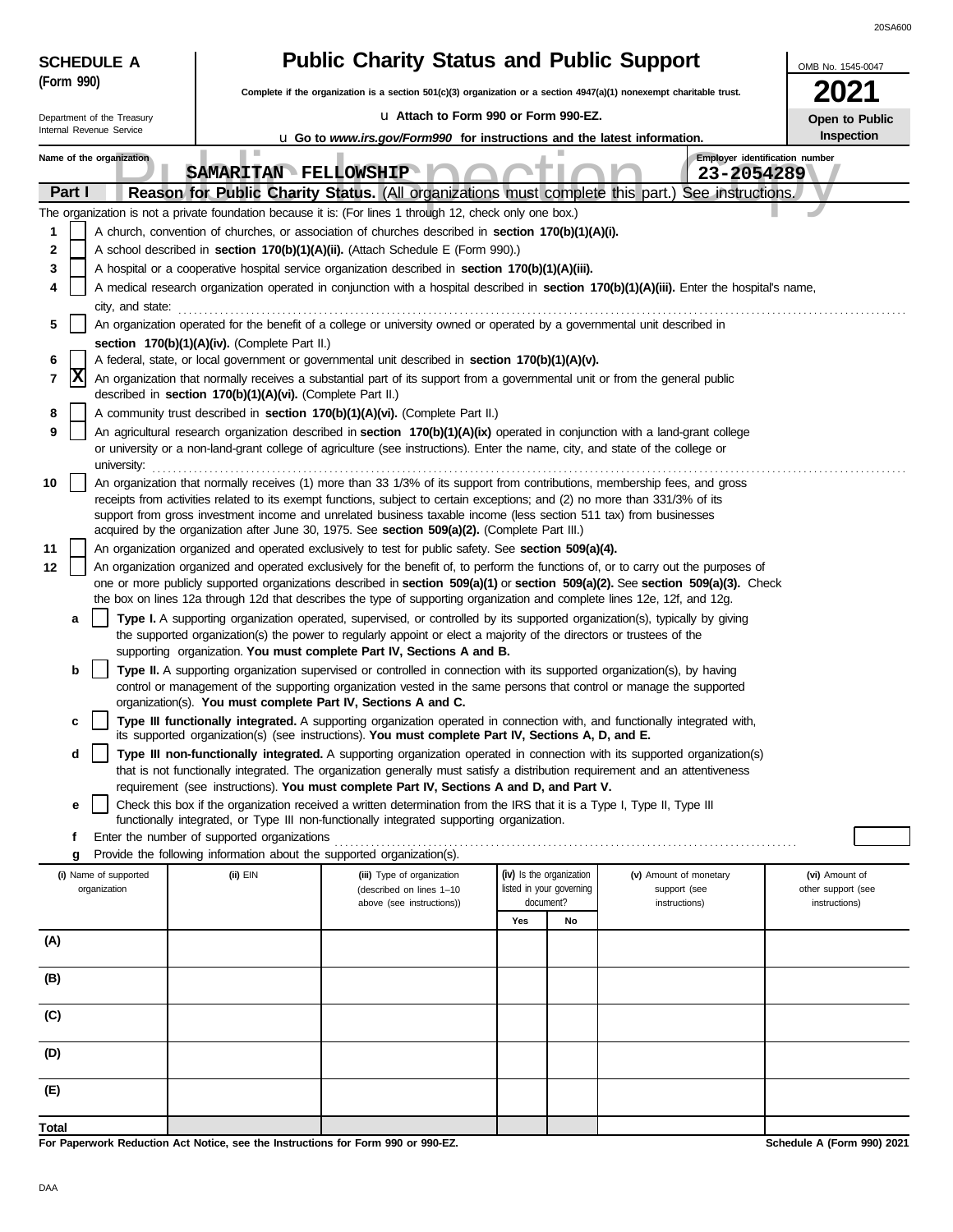**SCHEDULE A (Form 990)**

Department of the Treasury
Internal Revenue Service

# Public Charity Status and Public Support

**Complete if the organization is a section 501(c)(3) organization or a section 4947(a)(1) nonexempt charitable trust.**

u **Attach to Form 990 or Form 990-EZ.**

u **Go to *www.irs.gov/Form990* for instructions and the latest information.**

OMB No. 1545-0047

**2021**

**Open to Public Inspection**

Name of the organization: **SAMARITAN FELLOWSHIP**

Employer identification number: **23-2054289**

## Part I — Reason for Public Charity Status. (All organizations must complete this part.) See instructions.

The organization is not a private foundation because it is: (For lines 1 through 12, check only one box.)

1. [ ] A church, convention of churches, or association of churches described in **section 170(b)(1)(A)(i).**
2. [ ] A school described in **section 170(b)(1)(A)(ii).** (Attach Schedule E (Form 990).)
3. [ ] A hospital or a cooperative hospital service organization described in **section 170(b)(1)(A)(iii).**
4. [ ] A medical research organization operated in conjunction with a hospital described in **section 170(b)(1)(A)(iii).** Enter the hospital's name, city, and state:
5. [ ] An organization operated for the benefit of a college or university owned or operated by a governmental unit described in **section 170(b)(1)(A)(iv).** (Complete Part II.)
6. [ ] A federal, state, or local government or governmental unit described in **section 170(b)(1)(A)(v).**
7. [X] An organization that normally receives a substantial part of its support from a governmental unit or from the general public described in **section 170(b)(1)(A)(vi).** (Complete Part II.)
8. [ ] A community trust described in **section 170(b)(1)(A)(vi).** (Complete Part II.)
9. [ ] An agricultural research organization described in **section 170(b)(1)(A)(ix)** operated in conjunction with a land-grant college or university or a non-land-grant college of agriculture (see instructions). Enter the name, city, and state of the college or university:
10. [ ] An organization that normally receives (1) more than 33 1/3% of its support from contributions, membership fees, and gross receipts from activities related to its exempt functions, subject to certain exceptions; and (2) no more than 331/3% of its support from gross investment income and unrelated business taxable income (less section 511 tax) from businesses acquired by the organization after June 30, 1975. See **section 509(a)(2).** (Complete Part III.)
11. [ ] An organization organized and operated exclusively to test for public safety. See **section 509(a)(4).**
12. [ ] An organization organized and operated exclusively for the benefit of, to perform the functions of, or to carry out the purposes of one or more publicly supported organizations described in **section 509(a)(1)** or **section 509(a)(2).** See **section 509(a)(3).** Check the box on lines 12a through 12d that describes the type of supporting organization and complete lines 12e, 12f, and 12g.
   - **a** [ ] **Type I.** A supporting organization operated, supervised, or controlled by its supported organization(s), typically by giving the supported organization(s) the power to regularly appoint or elect a majority of the directors or trustees of the supporting organization. **You must complete Part IV, Sections A and B.**
   - **b** [ ] **Type II.** A supporting organization supervised or controlled in connection with its supported organization(s), by having control or management of the supporting organization vested in the same persons that control or manage the supported organization(s). **You must complete Part IV, Sections A and C.**
   - **c** [ ] **Type III functionally integrated.** A supporting organization operated in connection with, and functionally integrated with, its supported organization(s) (see instructions). **You must complete Part IV, Sections A, D, and E.**
   - **d** [ ] **Type III non-functionally integrated.** A supporting organization operated in connection with its supported organization(s) that is not functionally integrated. The organization generally must satisfy a distribution requirement and an attentiveness requirement (see instructions). **You must complete Part IV, Sections A and D, and Part V.**
   - **e** [ ] Check this box if the organization received a written determination from the IRS that it is a Type I, Type II, Type III functionally integrated, or Type III non-functionally integrated supporting organization.
   - **f** Enter the number of supported organizations
   - **g** Provide the following information about the supported organization(s).

| (i) Name of supported organization | (ii) EIN | (iii) Type of organization (described on lines 1–10 above (see instructions)) | (iv) Is the organization listed in your governing document? Yes | No | (v) Amount of monetary support (see instructions) | (vi) Amount of other support (see instructions) |
|---|---|---|---|---|---|---|
| (A) | | | | | | |
| (B) | | | | | | |
| (C) | | | | | | |
| (D) | | | | | | |
| (E) | | | | | | |
| Total | | | | | | |

**For Paperwork Reduction Act Notice, see the Instructions for Form 990 or 990-EZ.**

**Schedule A (Form 990) 2021**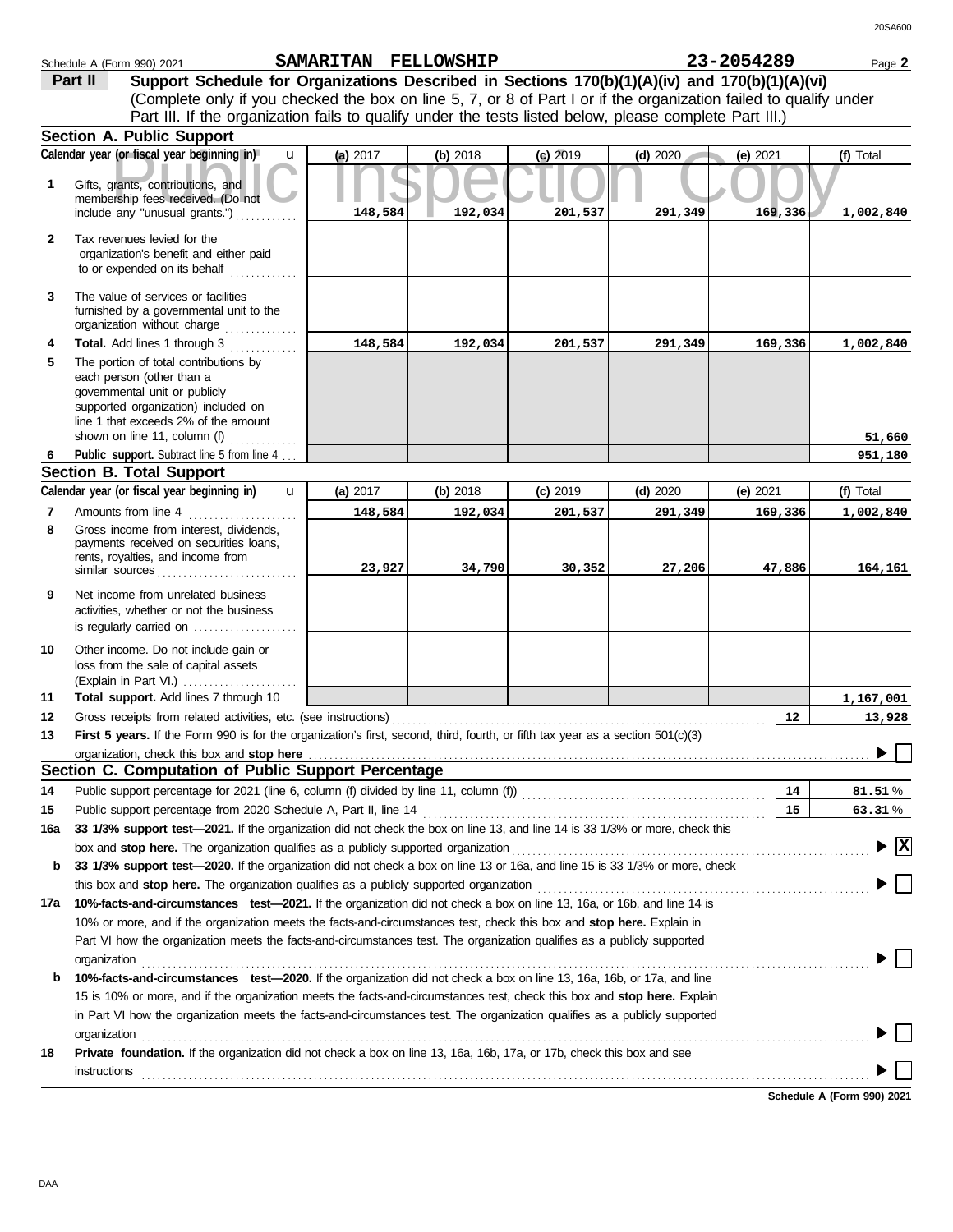Schedule A (Form 990) 2021 **SAMARITAN FELLOWSHIP** **23-2054289** Page **2**

## Part II Support Schedule for Organizations Described in Sections 170(b)(1)(A)(iv) and 170(b)(1)(A)(vi)

(Complete only if you checked the box on line 5, 7, or 8 of Part I or if the organization failed to qualify under Part III. If the organization fails to qualify under the tests listed below, please complete Part III.)

### Section A. Public Support

| Calendar year (or fiscal year beginning in) | (a) 2017 | (b) 2018 | (c) 2019 | (d) 2020 | (e) 2021 | (f) Total |
|---|---|---|---|---|---|---|
| **1** Gifts, grants, contributions, and membership fees received. (Do not include any "unusual grants.") | 148,584 | 192,034 | 201,537 | 291,349 | 169,336 | 1,002,840 |
| **2** Tax revenues levied for the organization's benefit and either paid to or expended on its behalf | | | | | | |
| **3** The value of services or facilities furnished by a governmental unit to the organization without charge | | | | | | |
| **4** **Total.** Add lines 1 through 3 | 148,584 | 192,034 | 201,537 | 291,349 | 169,336 | 1,002,840 |
| **5** The portion of total contributions by each person (other than a governmental unit or publicly supported organization) included on line 1 that exceeds 2% of the amount shown on line 11, column (f) | | | | | | 51,660 |
| **6** **Public support.** Subtract line 5 from line 4 | | | | | | 951,180 |

### Section B. Total Support

| Calendar year (or fiscal year beginning in) | (a) 2017 | (b) 2018 | (c) 2019 | (d) 2020 | (e) 2021 | (f) Total |
|---|---|---|---|---|---|---|
| **7** Amounts from line 4 | 148,584 | 192,034 | 201,537 | 291,349 | 169,336 | 1,002,840 |
| **8** Gross income from interest, dividends, payments received on securities loans, rents, royalties, and income from similar sources | 23,927 | 34,790 | 30,352 | 27,206 | 47,886 | 164,161 |
| **9** Net income from unrelated business activities, whether or not the business is regularly carried on | | | | | | |
| **10** Other income. Do not include gain or loss from the sale of capital assets (Explain in Part VI.) | | | | | | |
| **11** **Total support.** Add lines 7 through 10 | | | | | | 1,167,001 |

**12** Gross receipts from related activities, etc. (see instructions) — **12** — 13,928

**13** **First 5 years.** If the Form 990 is for the organization's first, second, third, fourth, or fifth tax year as a section 501(c)(3) organization, check this box and **stop here** ▶ ☐

### Section C. Computation of Public Support Percentage

**14** Public support percentage for 2021 (line 6, column (f) divided by line 11, column (f)) — **14** — 81.51 %

**15** Public support percentage from 2020 Schedule A, Part II, line 14 — **15** — 63.31 %

**16a** **33 1/3% support test—2021.** If the organization did not check the box on line 13, and line 14 is 33 1/3% or more, check this box and **stop here.** The organization qualifies as a publicly supported organization ▶ ☒

**b** **33 1/3% support test—2020.** If the organization did not check a box on line 13 or 16a, and line 15 is 33 1/3% or more, check this box and **stop here.** The organization qualifies as a publicly supported organization ▶ ☐

**17a** **10%-facts-and-circumstances test—2021.** If the organization did not check a box on line 13, 16a, or 16b, and line 14 is 10% or more, and if the organization meets the facts-and-circumstances test, check this box and **stop here.** Explain in Part VI how the organization meets the facts-and-circumstances test. The organization qualifies as a publicly supported organization ▶ ☐

**b** **10%-facts-and-circumstances test—2020.** If the organization did not check a box on line 13, 16a, 16b, or 17a, and line 15 is 10% or more, and if the organization meets the facts-and-circumstances test, check this box and **stop here.** Explain in Part VI how the organization meets the facts-and-circumstances test. The organization qualifies as a publicly supported organization ▶ ☐

**18** **Private foundation.** If the organization did not check a box on line 13, 16a, 16b, 17a, or 17b, check this box and see instructions ▶ ☐

**Schedule A (Form 990) 2021**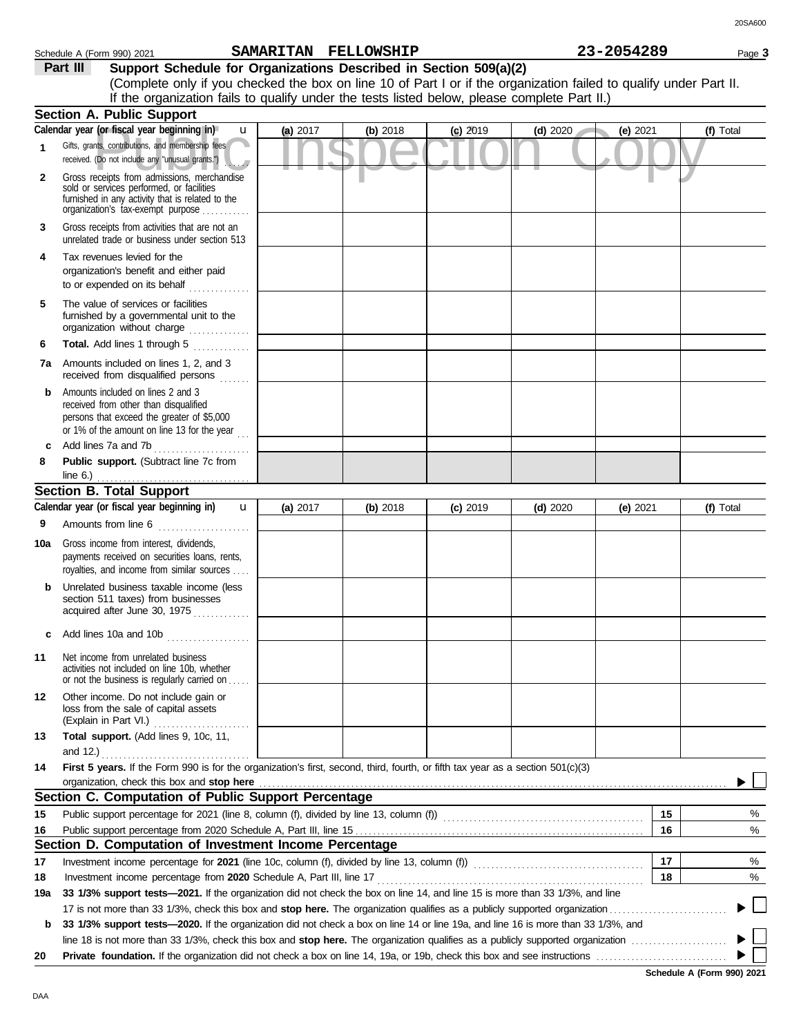Schedule A (Form 990) 2021 **SAMARITAN FELLOWSHIP** **23-2054289** Page **3**

## Part III Support Schedule for Organizations Described in Section 509(a)(2)

(Complete only if you checked the box on line 10 of Part I or if the organization failed to qualify under Part II. If the organization fails to qualify under the tests listed below, please complete Part II.)

### Section A. Public Support

| Calendar year (or fiscal year beginning in) | (a) 2017 | (b) 2018 | (c) 2019 | (d) 2020 | (e) 2021 | (f) Total |
|---|---|---|---|---|---|---|
| **1** Gifts, grants, contributions, and membership fees received. (Do not include any "unusual grants.") | | | | | | |
| **2** Gross receipts from admissions, merchandise sold or services performed, or facilities furnished in any activity that is related to the organization's tax-exempt purpose | | | | | | |
| **3** Gross receipts from activities that are not an unrelated trade or business under section 513 | | | | | | |
| **4** Tax revenues levied for the organization's benefit and either paid to or expended on its behalf | | | | | | |
| **5** The value of services or facilities furnished by a governmental unit to the organization without charge | | | | | | |
| **6** **Total.** Add lines 1 through 5 | | | | | | |
| **7a** Amounts included on lines 1, 2, and 3 received from disqualified persons | | | | | | |
| **b** Amounts included on lines 2 and 3 received from other than disqualified persons that exceed the greater of $5,000 or 1% of the amount on line 13 for the year | | | | | | |
| **c** Add lines 7a and 7b | | | | | | |
| **8** **Public support.** (Subtract line 7c from line 6.) | | | | | | |

### Section B. Total Support

| Calendar year (or fiscal year beginning in) | (a) 2017 | (b) 2018 | (c) 2019 | (d) 2020 | (e) 2021 | (f) Total |
|---|---|---|---|---|---|---|
| **9** Amounts from line 6 | | | | | | |
| **10a** Gross income from interest, dividends, payments received on securities loans, rents, royalties, and income from similar sources | | | | | | |
| **b** Unrelated business taxable income (less section 511 taxes) from businesses acquired after June 30, 1975 | | | | | | |
| **c** Add lines 10a and 10b | | | | | | |
| **11** Net income from unrelated business activities not included on line 10b, whether or not the business is regularly carried on | | | | | | |
| **12** Other income. Do not include gain or loss from the sale of capital assets (Explain in Part VI.) | | | | | | |
| **13** **Total support.** (Add lines 9, 10c, 11, and 12.) | | | | | | |

**14** **First 5 years.** If the Form 990 is for the organization's first, second, third, fourth, or fifth tax year as a section 501(c)(3) organization, check this box and **stop here** ☐

### Section C. Computation of Public Support Percentage

| | | | |
|---|---|---|---|
| **15** | Public support percentage for 2021 (line 8, column (f), divided by line 13, column (f)) | **15** | % |
| **16** | Public support percentage from 2020 Schedule A, Part III, line 15 | **16** | % |

### Section D. Computation of Investment Income Percentage

| | | | |
|---|---|---|---|
| **17** | Investment income percentage for **2021** (line 10c, column (f), divided by line 13, column (f)) | **17** | % |
| **18** | Investment income percentage from **2020** Schedule A, Part III, line 17 | **18** | % |

**19a** **33 1/3% support tests—2021.** If the organization did not check the box on line 14, and line 15 is more than 33 1/3%, and line 17 is not more than 33 1/3%, check this box and **stop here.** The organization qualifies as a publicly supported organization ☐

**b** **33 1/3% support tests—2020.** If the organization did not check a box on line 14 or line 19a, and line 16 is more than 33 1/3%, and line 18 is not more than 33 1/3%, check this box and **stop here.** The organization qualifies as a publicly supported organization ☐

**20** **Private foundation.** If the organization did not check a box on line 14, 19a, or 19b, check this box and see instructions ☐

**Schedule A (Form 990) 2021**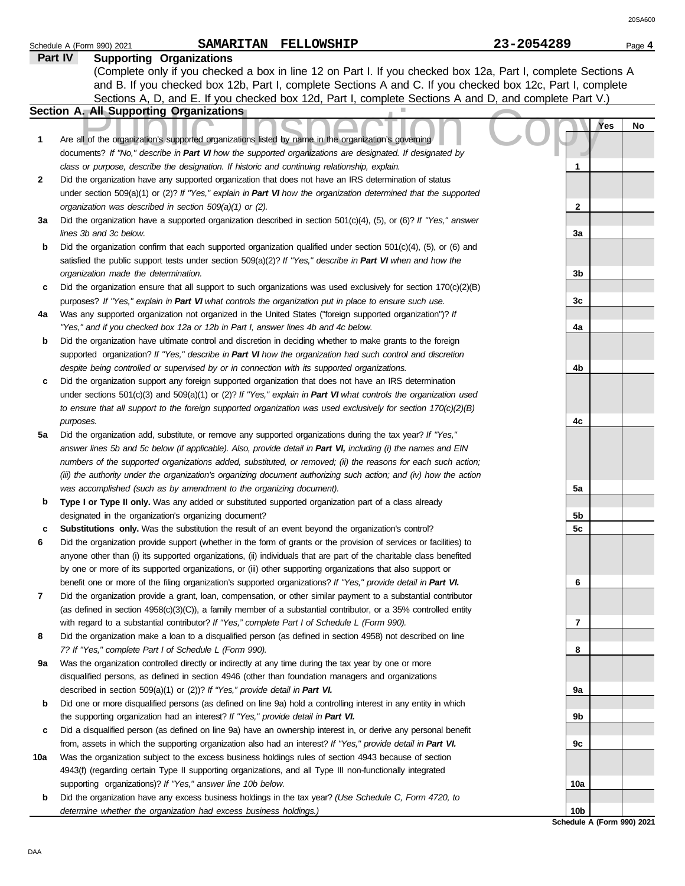Schedule A (Form 990) 2021 **SAMARITAN FELLOWSHIP** **23-2054289** Page **4**

## Part IV Supporting Organizations

(Complete only if you checked a box in line 12 on Part I. If you checked box 12a, Part I, complete Sections A and B. If you checked box 12b, Part I, complete Sections A and C. If you checked box 12c, Part I, complete Sections A, D, and E. If you checked box 12d, Part I, complete Sections A and D, and complete Part V.)

### Section A. All Supporting Organizations

| | | | Yes | No |
|---|---|---|---|---|
| **1** | Are all of the organization's supported organizations listed by name in the organization's governing documents? *If "No," describe in **Part VI** how the supported organizations are designated. If designated by class or purpose, describe the designation. If historic and continuing relationship, explain.* | **1** | | |
| **2** | Did the organization have any supported organization that does not have an IRS determination of status under section 509(a)(1) or (2)? *If "Yes," explain in **Part VI** how the organization determined that the supported organization was described in section 509(a)(1) or (2).* | **2** | | |
| **3a** | Did the organization have a supported organization described in section 501(c)(4), (5), or (6)? *If "Yes," answer lines 3b and 3c below.* | **3a** | | |
| **b** | Did the organization confirm that each supported organization qualified under section 501(c)(4), (5), or (6) and satisfied the public support tests under section 509(a)(2)? *If "Yes," describe in **Part VI** when and how the organization made the determination.* | **3b** | | |
| **c** | Did the organization ensure that all support to such organizations was used exclusively for section 170(c)(2)(B) purposes? *If "Yes," explain in **Part VI** what controls the organization put in place to ensure such use.* | **3c** | | |
| **4a** | Was any supported organization not organized in the United States ("foreign supported organization")? *If "Yes," and if you checked box 12a or 12b in Part I, answer lines 4b and 4c below.* | **4a** | | |
| **b** | Did the organization have ultimate control and discretion in deciding whether to make grants to the foreign supported organization? *If "Yes," describe in **Part VI** how the organization had such control and discretion despite being controlled or supervised by or in connection with its supported organizations.* | **4b** | | |
| **c** | Did the organization support any foreign supported organization that does not have an IRS determination under sections 501(c)(3) and 509(a)(1) or (2)? *If "Yes," explain in **Part VI** what controls the organization used to ensure that all support to the foreign supported organization was used exclusively for section 170(c)(2)(B) purposes.* | **4c** | | |
| **5a** | Did the organization add, substitute, or remove any supported organizations during the tax year? *If "Yes," answer lines 5b and 5c below (if applicable). Also, provide detail in **Part VI,** including (i) the names and EIN numbers of the supported organizations added, substituted, or removed; (ii) the reasons for each such action; (iii) the authority under the organization's organizing document authorizing such action; and (iv) how the action was accomplished (such as by amendment to the organizing document).* | **5a** | | |
| **b** | **Type I or Type II only.** Was any added or substituted supported organization part of a class already designated in the organization's organizing document? | **5b** | | |
| **c** | **Substitutions only.** Was the substitution the result of an event beyond the organization's control? | **5c** | | |
| **6** | Did the organization provide support (whether in the form of grants or the provision of services or facilities) to anyone other than (i) its supported organizations, (ii) individuals that are part of the charitable class benefited by one or more of its supported organizations, or (iii) other supporting organizations that also support or benefit one or more of the filing organization's supported organizations? *If "Yes," provide detail in **Part VI.*** | **6** | | |
| **7** | Did the organization provide a grant, loan, compensation, or other similar payment to a substantial contributor (as defined in section 4958(c)(3)(C)), a family member of a substantial contributor, or a 35% controlled entity with regard to a substantial contributor? *If "Yes," complete Part I of Schedule L (Form 990).* | **7** | | |
| **8** | Did the organization make a loan to a disqualified person (as defined in section 4958) not described on line 7? *If "Yes," complete Part I of Schedule L (Form 990).* | **8** | | |
| **9a** | Was the organization controlled directly or indirectly at any time during the tax year by one or more disqualified persons, as defined in section 4946 (other than foundation managers and organizations described in section 509(a)(1) or (2))? *If "Yes," provide detail in **Part VI.*** | **9a** | | |
| **b** | Did one or more disqualified persons (as defined on line 9a) hold a controlling interest in any entity in which the supporting organization had an interest? *If "Yes," provide detail in **Part VI.*** | **9b** | | |
| **c** | Did a disqualified person (as defined on line 9a) have an ownership interest in, or derive any personal benefit from, assets in which the supporting organization also had an interest? *If "Yes," provide detail in **Part VI.*** | **9c** | | |
| **10a** | Was the organization subject to the excess business holdings rules of section 4943 because of section 4943(f) (regarding certain Type II supporting organizations, and all Type III non-functionally integrated supporting organizations)? *If "Yes," answer line 10b below.* | **10a** | | |
| **b** | Did the organization have any excess business holdings in the tax year? *(Use Schedule C, Form 4720, to determine whether the organization had excess business holdings.)* | **10b** | | |

**Schedule A (Form 990) 2021**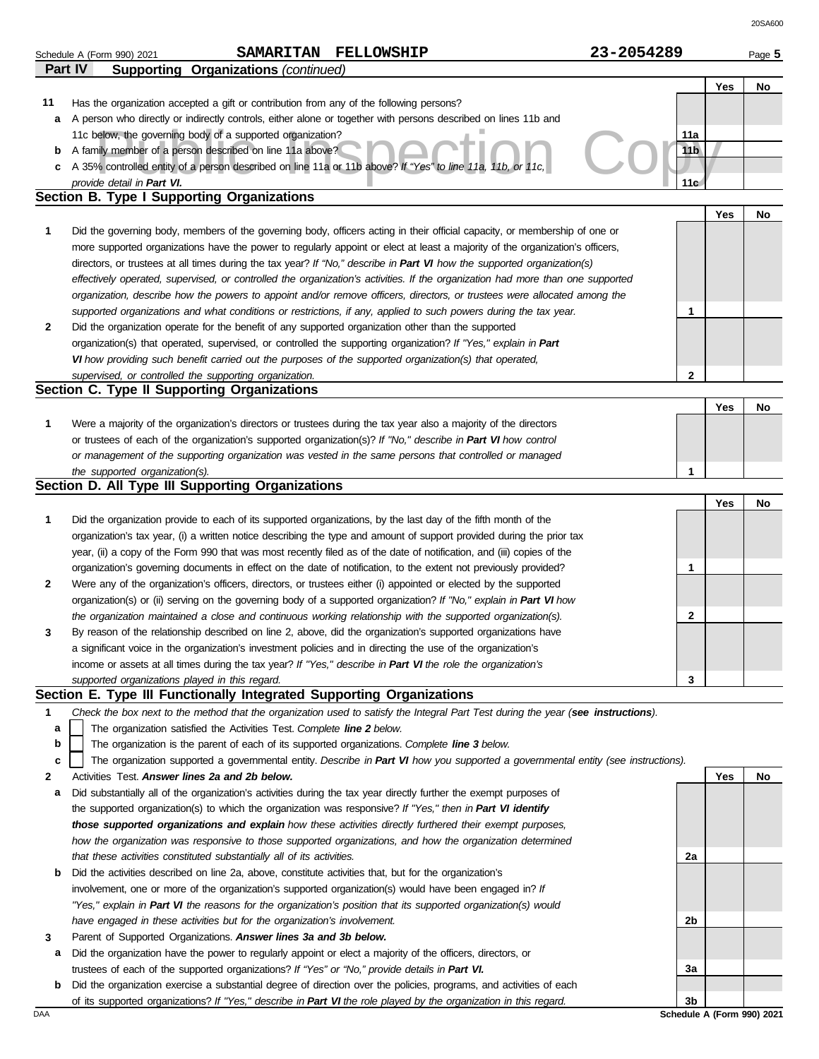Schedule A (Form 990) 2021 **SAMARITAN FELLOWSHIP** **23-2054289** Page **5**

**Part IV** **Supporting Organizations** *(continued)*

| | | | Yes | No |
|---|---|---|---|---|
| **11** | Has the organization accepted a gift or contribution from any of the following persons? | | | |
| **a** | A person who directly or indirectly controls, either alone or together with persons described on lines 11b and 11c below, the governing body of a supported organization? | **11a** | | |
| **b** | A family member of a person described on line 11a above? | **11b** | | |
| **c** | A 35% controlled entity of a person described on line 11a or 11b above? *If "Yes" to line 11a, 11b, or 11c, provide detail in **Part VI**.* | **11c** | | |

## Section B. Type I Supporting Organizations

| | | | Yes | No |
|---|---|---|---|---|
| **1** | Did the governing body, members of the governing body, officers acting in their official capacity, or membership of one or more supported organizations have the power to regularly appoint or elect at least a majority of the organization's officers, directors, or trustees at all times during the tax year? *If "No," describe in **Part VI** how the supported organization(s) effectively operated, supervised, or controlled the organization's activities. If the organization had more than one supported organization, describe how the powers to appoint and/or remove officers, directors, or trustees were allocated among the supported organizations and what conditions or restrictions, if any, applied to such powers during the tax year.* | **1** | | |
| **2** | Did the organization operate for the benefit of any supported organization other than the supported organization(s) that operated, supervised, or controlled the supporting organization? *If "Yes," explain in **Part VI** how providing such benefit carried out the purposes of the supported organization(s) that operated, supervised, or controlled the supporting organization.* | **2** | | |

## Section C. Type II Supporting Organizations

| | | | Yes | No |
|---|---|---|---|---|
| **1** | Were a majority of the organization's directors or trustees during the tax year also a majority of the directors or trustees of each of the organization's supported organization(s)? *If "No," describe in **Part VI** how control or management of the supporting organization was vested in the same persons that controlled or managed the supported organization(s).* | **1** | | |

## Section D. All Type III Supporting Organizations

| | | | Yes | No |
|---|---|---|---|---|
| **1** | Did the organization provide to each of its supported organizations, by the last day of the fifth month of the organization's tax year, (i) a written notice describing the type and amount of support provided during the prior tax year, (ii) a copy of the Form 990 that was most recently filed as of the date of notification, and (iii) copies of the organization's governing documents in effect on the date of notification, to the extent not previously provided? | **1** | | |
| **2** | Were any of the organization's officers, directors, or trustees either (i) appointed or elected by the supported organization(s) or (ii) serving on the governing body of a supported organization? *If "No," explain in **Part VI** how the organization maintained a close and continuous working relationship with the supported organization(s).* | **2** | | |
| **3** | By reason of the relationship described on line 2, above, did the organization's supported organizations have a significant voice in the organization's investment policies and in directing the use of the organization's income or assets at all times during the tax year? *If "Yes," describe in **Part VI** the role the organization's supported organizations played in this regard.* | **3** | | |

## Section E. Type III Functionally Integrated Supporting Organizations

**1** *Check the box next to the method that the organization used to satisfy the Integral Part Test during the year (**see instructions**).*

- **a** ☐ The organization satisfied the Activities Test. *Complete **line 2** below.*
- **b** ☐ The organization is the parent of each of its supported organizations. *Complete **line 3** below.*
- **c** ☐ The organization supported a governmental entity. *Describe in **Part VI** how you supported a governmental entity (see instructions).*

| | | | Yes | No |
|---|---|---|---|---|
| **2** | Activities Test. ***Answer lines 2a and 2b below.*** | | | |
| **a** | Did substantially all of the organization's activities during the tax year directly further the exempt purposes of the supported organization(s) to which the organization was responsive? *If "Yes," then in **Part VI identify those supported organizations and explain** how these activities directly furthered their exempt purposes, how the organization was responsive to those supported organizations, and how the organization determined that these activities constituted substantially all of its activities.* | **2a** | | |
| **b** | Did the activities described on line 2a, above, constitute activities that, but for the organization's involvement, one or more of the organization's supported organization(s) would have been engaged in? *If "Yes," explain in **Part VI** the reasons for the organization's position that its supported organization(s) would have engaged in these activities but for the organization's involvement.* | **2b** | | |
| **3** | Parent of Supported Organizations. ***Answer lines 3a and 3b below.*** | | | |
| **a** | Did the organization have the power to regularly appoint or elect a majority of the officers, directors, or trustees of each of the supported organizations? *If "Yes" or "No," provide details in **Part VI**.* | **3a** | | |
| **b** | Did the organization exercise a substantial degree of direction over the policies, programs, and activities of each of its supported organizations? *If "Yes," describe in **Part VI** the role played by the organization in this regard.* | **3b** | | |

DAA **Schedule A (Form 990) 2021**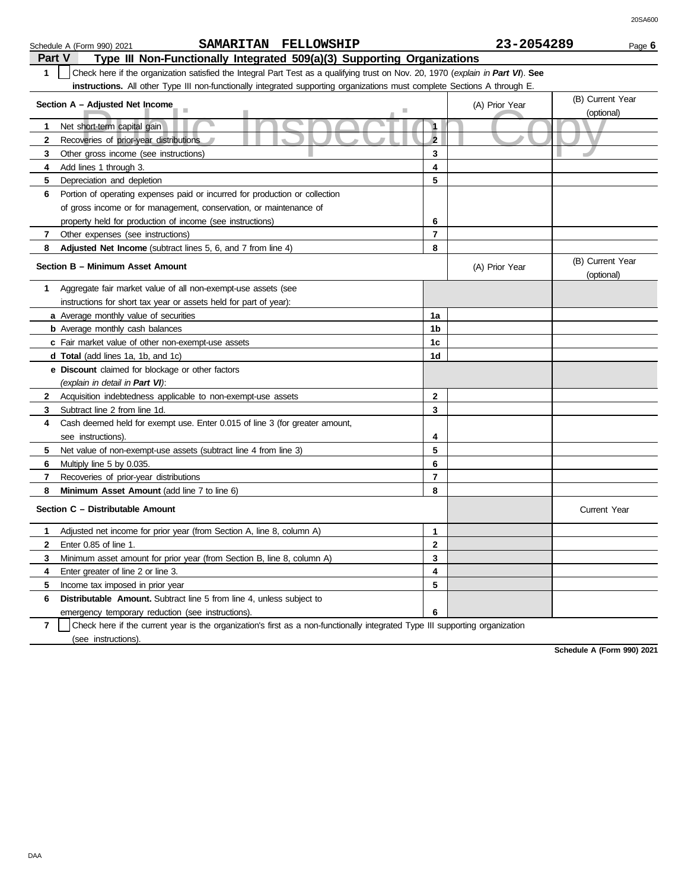Schedule A (Form 990) 2021 **SAMARITAN FELLOWSHIP** **23-2054289** Page **6**

## Part V Type III Non-Functionally Integrated 509(a)(3) Supporting Organizations

**1** ☐ Check here if the organization satisfied the Integral Part Test as a qualifying trust on Nov. 20, 1970 (*explain in **Part VI***). **See instructions.** All other Type III non-functionally integrated supporting organizations must complete Sections A through E.

| **Section A – Adjusted Net Income** | | (A) Prior Year | (B) Current Year (optional) |
|---|---|---|---|
| **1** Net short-term capital gain | **1** | | |
| **2** Recoveries of prior-year distributions | **2** | | |
| **3** Other gross income (see instructions) | **3** | | |
| **4** Add lines 1 through 3. | **4** | | |
| **5** Depreciation and depletion | **5** | | |
| **6** Portion of operating expenses paid or incurred for production or collection of gross income or for management, conservation, or maintenance of property held for production of income (see instructions) | **6** | | |
| **7** Other expenses (see instructions) | **7** | | |
| **8** **Adjusted Net Income** (subtract lines 5, 6, and 7 from line 4) | **8** | | |

| **Section B – Minimum Asset Amount** | | (A) Prior Year | (B) Current Year (optional) |
|---|---|---|---|
| **1** Aggregate fair market value of all non-exempt-use assets (see instructions for short tax year or assets held for part of year): | | | |
| **a** Average monthly value of securities | **1a** | | |
| **b** Average monthly cash balances | **1b** | | |
| **c** Fair market value of other non-exempt-use assets | **1c** | | |
| **d** **Total** (add lines 1a, 1b, and 1c) | **1d** | | |
| **e** **Discount** claimed for blockage or other factors (*explain in detail in **Part VI***): | | | |
| **2** Acquisition indebtedness applicable to non-exempt-use assets | **2** | | |
| **3** Subtract line 2 from line 1d. | **3** | | |
| **4** Cash deemed held for exempt use. Enter 0.015 of line 3 (for greater amount, see instructions). | **4** | | |
| **5** Net value of non-exempt-use assets (subtract line 4 from line 3) | **5** | | |
| **6** Multiply line 5 by 0.035. | **6** | | |
| **7** Recoveries of prior-year distributions | **7** | | |
| **8** **Minimum Asset Amount** (add line 7 to line 6) | **8** | | |

| **Section C – Distributable Amount** | | | Current Year |
|---|---|---|---|
| **1** Adjusted net income for prior year (from Section A, line 8, column A) | **1** | | |
| **2** Enter 0.85 of line 1. | **2** | | |
| **3** Minimum asset amount for prior year (from Section B, line 8, column A) | **3** | | |
| **4** Enter greater of line 2 or line 3. | **4** | | |
| **5** Income tax imposed in prior year | **5** | | |
| **6** **Distributable Amount.** Subtract line 5 from line 4, unless subject to emergency temporary reduction (see instructions). | **6** | | |

**7** ☐ Check here if the current year is the organization's first as a non-functionally integrated Type III supporting organization (see instructions).

**Schedule A (Form 990) 2021**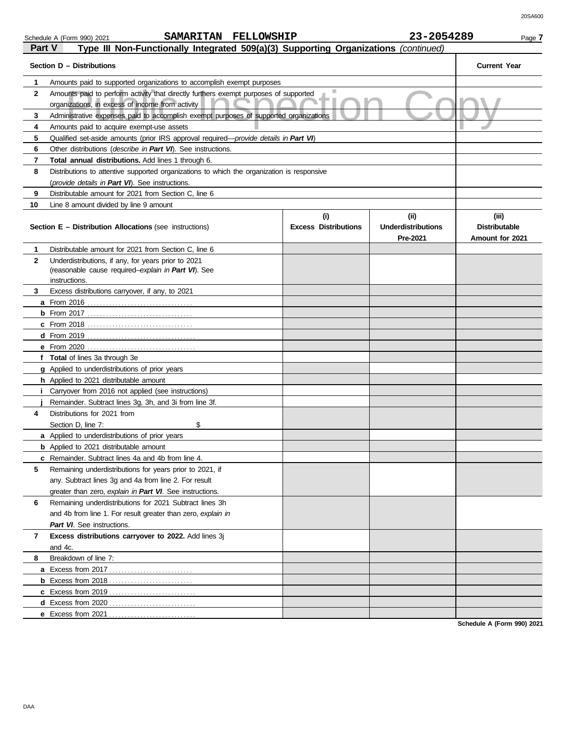Schedule A (Form 990) 2021 **SAMARITAN FELLOWSHIP** **23-2054289**

## Part V Type III Non-Functionally Integrated 509(a)(3) Supporting Organizations *(continued)*

| | **Section D – Distributions** | **Current Year** |
|---|---|---|
| **1** | Amounts paid to supported organizations to accomplish exempt purposes | |
| **2** | Amounts paid to perform activity that directly furthers exempt purposes of supported organizations, in excess of income from activity | |
| **3** | Administrative expenses paid to accomplish exempt purposes of supported organizations | |
| **4** | Amounts paid to acquire exempt-use assets | |
| **5** | Qualified set-aside amounts (prior IRS approval required—*provide details in **Part VI***) | |
| **6** | Other distributions (*describe in **Part VI***). See instructions. | |
| **7** | **Total annual distributions.** Add lines 1 through 6. | |
| **8** | Distributions to attentive supported organizations to which the organization is responsive (*provide details in **Part VI***). See instructions. | |
| **9** | Distributable amount for 2021 from Section C, line 6 | |
| **10** | Line 8 amount divided by line 9 amount | |

| | **Section E – Distribution Allocations** (see instructions) | **(i) Excess Distributions** | **(ii) Underdistributions Pre-2021** | **(iii) Distributable Amount for 2021** |
|---|---|---|---|---|
| **1** | Distributable amount for 2021 from Section C, line 6 | | | |
| **2** | Underdistributions, if any, for years prior to 2021 (reasonable cause required–*explain in **Part VI***). See instructions. | | | |
| **3** | Excess distributions carryover, if any, to 2021 | | | |
| **a** | From 2016 | | | |
| **b** | From 2017 | | | |
| **c** | From 2018 | | | |
| **d** | From 2019 | | | |
| **e** | From 2020 | | | |
| **f** | **Total** of lines 3a through 3e | | | |
| **g** | Applied to underdistributions of prior years | | | |
| **h** | Applied to 2021 distributable amount | | | |
| **i** | Carryover from 2016 not applied (see instructions) | | | |
| **j** | Remainder. Subtract lines 3g, 3h, and 3i from line 3f. | | | |
| **4** | Distributions for 2021 from Section D, line 7: $ | | | |
| **a** | Applied to underdistributions of prior years | | | |
| **b** | Applied to 2021 distributable amount | | | |
| **c** | Remainder. Subtract lines 4a and 4b from line 4. | | | |
| **5** | Remaining underdistributions for years prior to 2021, if any. Subtract lines 3g and 4a from line 2. For result greater than zero, *explain in **Part VI***. See instructions. | | | |
| **6** | Remaining underdistributions for 2021 Subtract lines 3h and 4b from line 1. For result greater than zero, *explain in **Part VI***. See instructions. | | | |
| **7** | **Excess distributions carryover to 2022.** Add lines 3j and 4c. | | | |
| **8** | Breakdown of line 7: | | | |
| **a** | Excess from 2017 | | | |
| **b** | Excess from 2018 | | | |
| **c** | Excess from 2019 | | | |
| **d** | Excess from 2020 | | | |
| **e** | Excess from 2021 | | | |

**Schedule A (Form 990) 2021**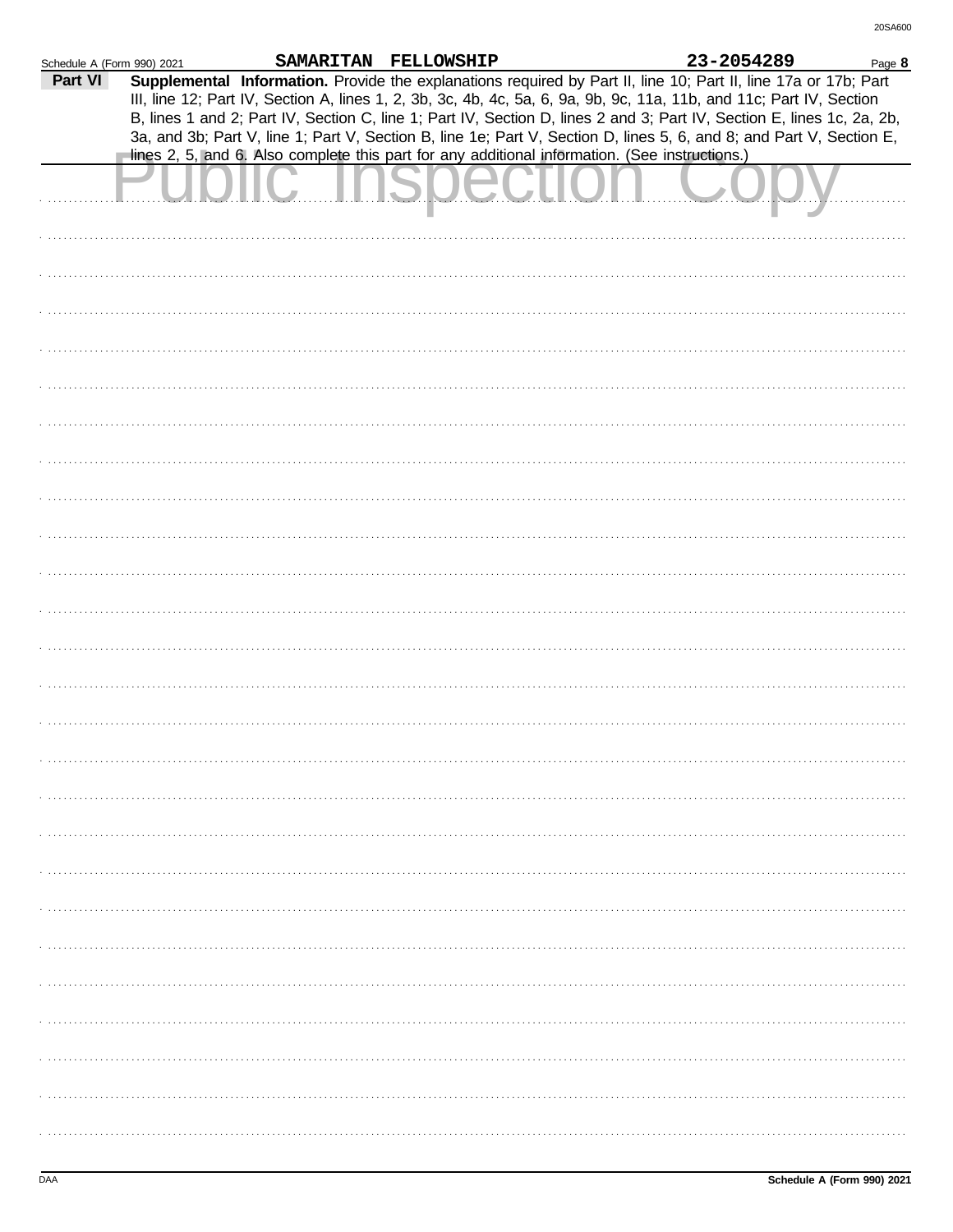Schedule A (Form 990) 2021 **SAMARITAN FELLOWSHIP** **23-2054289** Page **8**

**Part VI** **Supplemental Information.** Provide the explanations required by Part II, line 10; Part II, line 17a or 17b; Part III, line 12; Part IV, Section A, lines 1, 2, 3b, 3c, 4b, 4c, 5a, 6, 9a, 9b, 9c, 11a, 11b, and 11c; Part IV, Section B, lines 1 and 2; Part IV, Section C, line 1; Part IV, Section D, lines 2 and 3; Part IV, Section E, lines 1c, 2a, 2b, 3a, and 3b; Part V, line 1; Part V, Section B, line 1e; Part V, Section D, lines 5, 6, and 8; and Part V, Section E, lines 2, 5, and 6. Also complete this part for any additional information. (See instructions.)

Public Inspection Copy

Schedule A (Form 990) 2021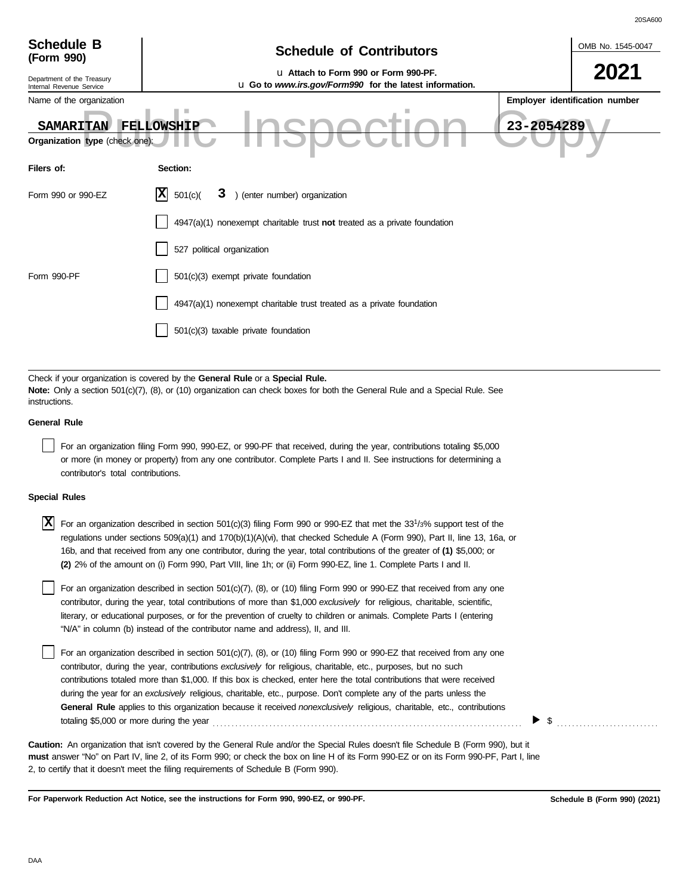# Schedule B (Form 990)

Department of the Treasury
Internal Revenue Service

## Schedule of Contributors

u Attach to Form 990 or Form 990-PF.

u Go to *www.irs.gov/Form990* for the latest information.

OMB No. 1545-0047

**2021**

Name of the organization: **SAMARITAN FELLOWSHIP**

Employer identification number: **23-2054289**

Public Inspection Copy

**Organization type** (check one):

| Filers of: | Section: |
|---|---|
| Form 990 or 990-EZ | [X] 501(c)( **3** ) (enter number) organization |
| | [ ] 4947(a)(1) nonexempt charitable trust **not** treated as a private foundation |
| | [ ] 527 political organization |
| Form 990-PF | [ ] 501(c)(3) exempt private foundation |
| | [ ] 4947(a)(1) nonexempt charitable trust treated as a private foundation |
| | [ ] 501(c)(3) taxable private foundation |

Check if your organization is covered by the **General Rule** or a **Special Rule.**

**Note:** Only a section 501(c)(7), (8), or (10) organization can check boxes for both the General Rule and a Special Rule. See instructions.

**General Rule**

[ ] For an organization filing Form 990, 990-EZ, or 990-PF that received, during the year, contributions totaling $5,000 or more (in money or property) from any one contributor. Complete Parts I and II. See instructions for determining a contributor's total contributions.

**Special Rules**

[X] For an organization described in section 501(c)(3) filing Form 990 or 990-EZ that met the 33 1/3% support test of the regulations under sections 509(a)(1) and 170(b)(1)(A)(vi), that checked Schedule A (Form 990), Part II, line 13, 16a, or 16b, and that received from any one contributor, during the year, total contributions of the greater of **(1)** $5,000; or **(2)** 2% of the amount on (i) Form 990, Part VIII, line 1h; or (ii) Form 990-EZ, line 1. Complete Parts I and II.

[ ] For an organization described in section 501(c)(7), (8), or (10) filing Form 990 or 990-EZ that received from any one contributor, during the year, total contributions of more than $1,000 *exclusively* for religious, charitable, scientific, literary, or educational purposes, or for the prevention of cruelty to children or animals. Complete Parts I (entering "N/A" in column (b) instead of the contributor name and address), II, and III.

[ ] For an organization described in section 501(c)(7), (8), or (10) filing Form 990 or 990-EZ that received from any one contributor, during the year, contributions *exclusively* for religious, charitable, etc., purposes, but no such contributions totaled more than $1,000. If this box is checked, enter here the total contributions that were received during the year for an *exclusively* religious, charitable, etc., purpose. Don't complete any of the parts unless the **General Rule** applies to this organization because it received *nonexclusively* religious, charitable, etc., contributions totaling $5,000 or more during the year ▶ $

**Caution:** An organization that isn't covered by the General Rule and/or the Special Rules doesn't file Schedule B (Form 990), but it **must** answer "No" on Part IV, line 2, of its Form 990; or check the box on line H of its Form 990-EZ or on its Form 990-PF, Part I, line 2, to certify that it doesn't meet the filing requirements of Schedule B (Form 990).

**For Paperwork Reduction Act Notice, see the instructions for Form 990, 990-EZ, or 990-PF.** **Schedule B (Form 990) (2021)**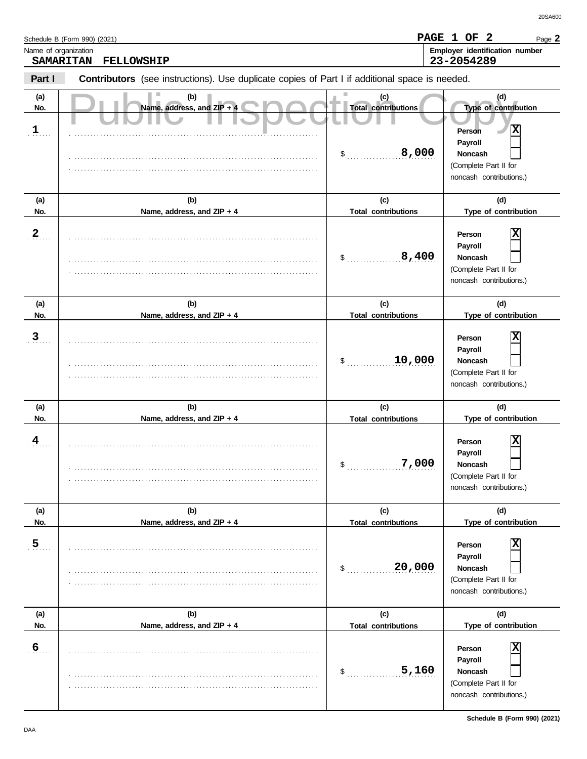Schedule B (Form 990) (2021)

PAGE 1 OF 2

Name of organization
**SAMARITAN FELLOWSHIP**

Employer identification number
**23-2054289**

**Part I** **Contributors** (see instructions). Use duplicate copies of Part I if additional space is needed.

Public Inspection Copy

| (a) No. | (b) Name, address, and ZIP + 4 | (c) Total contributions | (d) Type of contribution |
|---|---|---|---|
| 1 | | $ 8,000 | Person [X] Payroll [ ] Noncash [ ] (Complete Part II for noncash contributions.) |
| 2 | | $ 8,400 | Person [X] Payroll [ ] Noncash [ ] (Complete Part II for noncash contributions.) |
| 3 | | $ 10,000 | Person [X] Payroll [ ] Noncash [ ] (Complete Part II for noncash contributions.) |
| 4 | | $ 7,000 | Person [X] Payroll [ ] Noncash [ ] (Complete Part II for noncash contributions.) |
| 5 | | $ 20,000 | Person [X] Payroll [ ] Noncash [ ] (Complete Part II for noncash contributions.) |
| 6 | | $ 5,160 | Person [X] Payroll [ ] Noncash [ ] (Complete Part II for noncash contributions.) |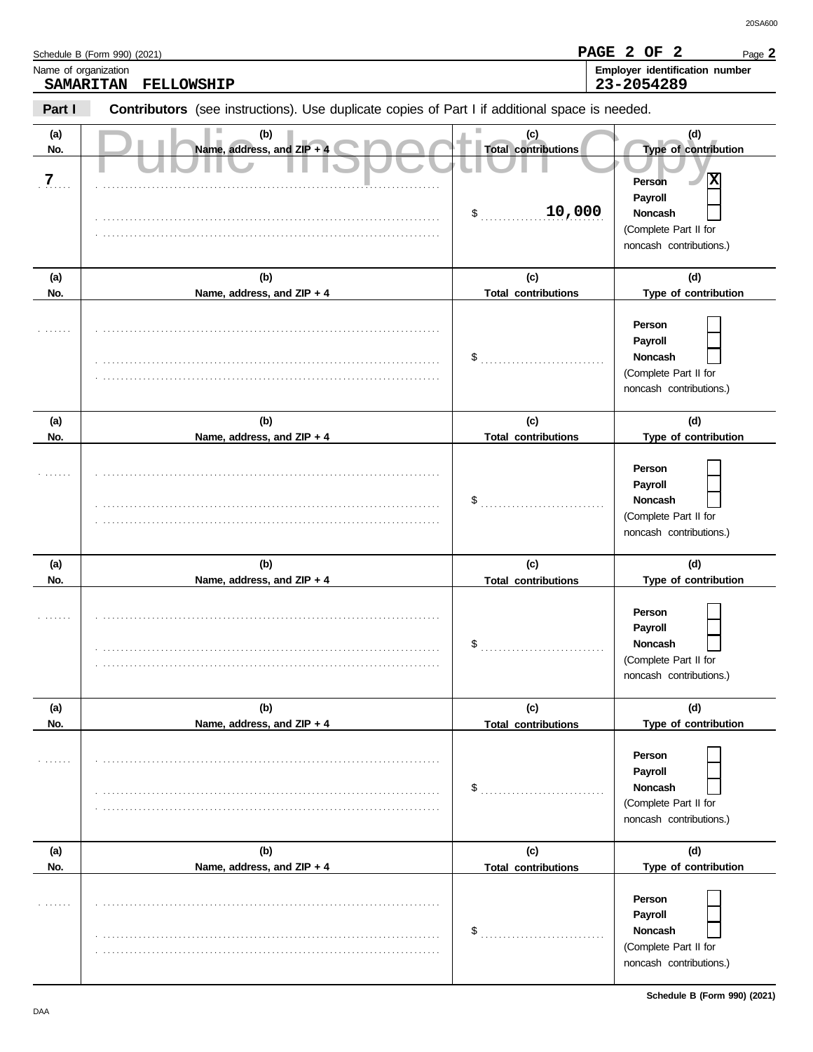Schedule B (Form 990) (2021)

Page **2**

**Name of organization**
SAMARITAN FELLOWSHIP

**Employer identification number**
23-2054289

**Part I** **Contributors** (see instructions). Use duplicate copies of Part I if additional space is needed.

Public Inspection Copy

| (a) No. | (b) Name, address, and ZIP + 4 | (c) Total contributions | (d) Type of contribution |
|---|---|---|---|
| 7 | | $ 10,000 | Person [X] Payroll [ ] Noncash [ ] (Complete Part II for noncash contributions.) |
| | | $ | Person [ ] Payroll [ ] Noncash [ ] (Complete Part II for noncash contributions.) |
| | | $ | Person [ ] Payroll [ ] Noncash [ ] (Complete Part II for noncash contributions.) |
| | | $ | Person [ ] Payroll [ ] Noncash [ ] (Complete Part II for noncash contributions.) |
| | | $ | Person [ ] Payroll [ ] Noncash [ ] (Complete Part II for noncash contributions.) |
| | | $ | Person [ ] Payroll [ ] Noncash [ ] (Complete Part II for noncash contributions.) |

Schedule B (Form 990) (2021)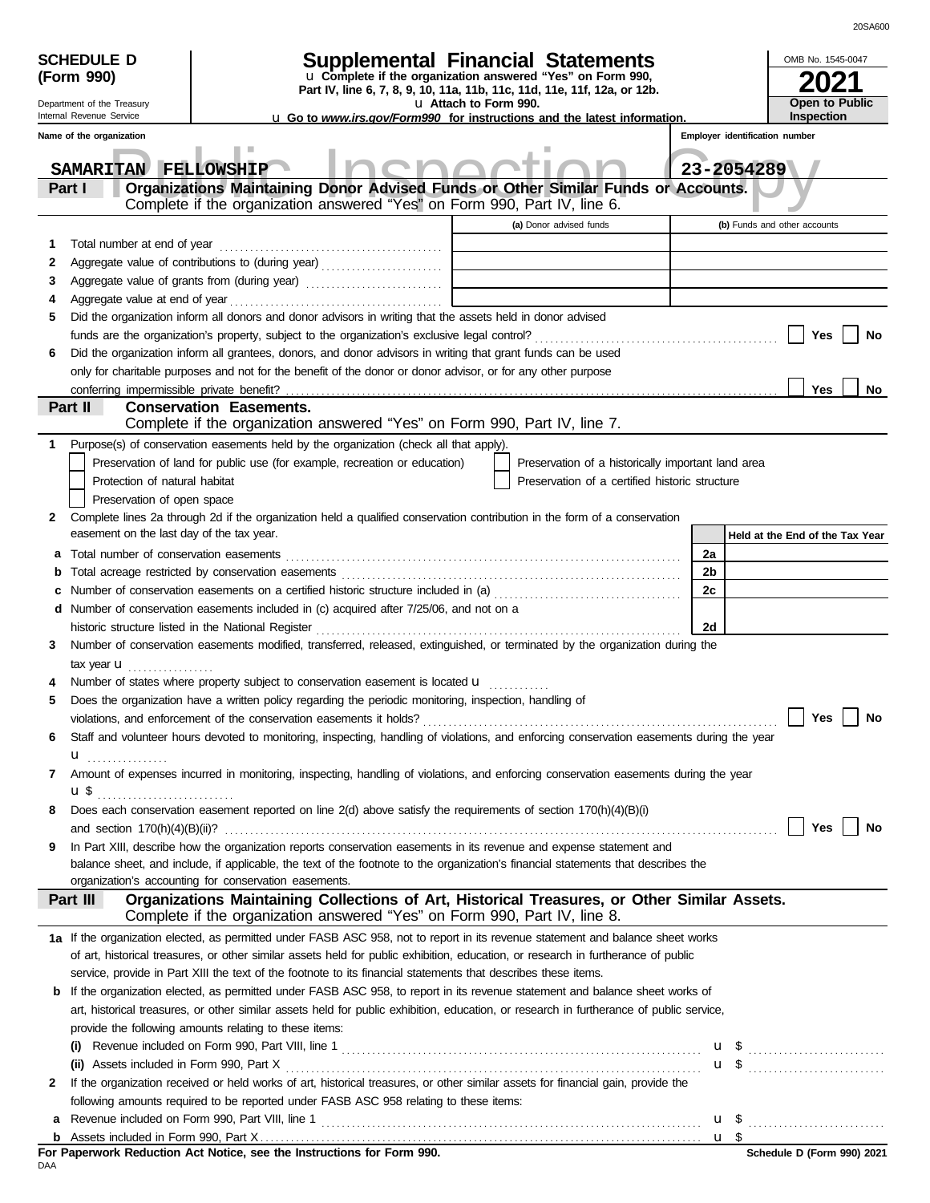**SCHEDULE D (Form 990)**

Department of the Treasury
Internal Revenue Service

# Supplemental Financial Statements

u Complete if the organization answered "Yes" on Form 990, Part IV, line 6, 7, 8, 9, 10, 11a, 11b, 11c, 11d, 11e, 11f, 12a, or 12b.
u Attach to Form 990.
u Go to *www.irs.gov/Form990* for instructions and the latest information.

OMB No. 1545-0047

**2021**

**Open to Public Inspection**

Public Inspection Copy

| Name of the organization | Employer identification number |
|---|---|
| SAMARITAN FELLOWSHIP | 23-2054289 |

## Part I Organizations Maintaining Donor Advised Funds or Other Similar Funds or Accounts.
Complete if the organization answered "Yes" on Form 990, Part IV, line 6.

| | | (a) Donor advised funds | (b) Funds and other accounts |
|---|---|---|---|
| 1 | Total number at end of year | | |
| 2 | Aggregate value of contributions to (during year) | | |
| 3 | Aggregate value of grants from (during year) | | |
| 4 | Aggregate value at end of year | | |

5 Did the organization inform all donors and donor advisors in writing that the assets held in donor advised funds are the organization's property, subject to the organization's exclusive legal control? ☐ Yes ☐ No

6 Did the organization inform all grantees, donors, and donor advisors in writing that grant funds can be used only for charitable purposes and not for the benefit of the donor or donor advisor, or for any other purpose conferring impermissible private benefit? ☐ Yes ☐ No

## Part II Conservation Easements.
Complete if the organization answered "Yes" on Form 990, Part IV, line 7.

1 Purpose(s) of conservation easements held by the organization (check all that apply).
- ☐ Preservation of land for public use (for example, recreation or education)
- ☐ Protection of natural habitat
- ☐ Preservation of open space
- ☐ Preservation of a historically important land area
- ☐ Preservation of a certified historic structure

2 Complete lines 2a through 2d if the organization held a qualified conservation contribution in the form of a conservation easement on the last day of the tax year.

| | | | Held at the End of the Tax Year |
|---|---|---|---|
| a | Total number of conservation easements | 2a | |
| b | Total acreage restricted by conservation easements | 2b | |
| c | Number of conservation easements on a certified historic structure included in (a) | 2c | |
| d | Number of conservation easements included in (c) acquired after 7/25/06, and not on a historic structure listed in the National Register | 2d | |

3 Number of conservation easements modified, transferred, released, extinguished, or terminated by the organization during the tax year u ..............

4 Number of states where property subject to conservation easement is located u ..........

5 Does the organization have a written policy regarding the periodic monitoring, inspection, handling of violations, and enforcement of the conservation easements it holds? ☐ Yes ☐ No

6 Staff and volunteer hours devoted to monitoring, inspecting, handling of violations, and enforcing conservation easements during the year u ..............

7 Amount of expenses incurred in monitoring, inspecting, handling of violations, and enforcing conservation easements during the year u $ ..............

8 Does each conservation easement reported on line 2(d) above satisfy the requirements of section 170(h)(4)(B)(i) and section 170(h)(4)(B)(ii)? ☐ Yes ☐ No

9 In Part XIII, describe how the organization reports conservation easements in its revenue and expense statement and balance sheet, and include, if applicable, the text of the footnote to the organization's financial statements that describes the organization's accounting for conservation easements.

## Part III Organizations Maintaining Collections of Art, Historical Treasures, or Other Similar Assets.
Complete if the organization answered "Yes" on Form 990, Part IV, line 8.

1a If the organization elected, as permitted under FASB ASC 958, not to report in its revenue statement and balance sheet works of art, historical treasures, or other similar assets held for public exhibition, education, or research in furtherance of public service, provide in Part XIII the text of the footnote to its financial statements that describes these items.

b If the organization elected, as permitted under FASB ASC 958, to report in its revenue statement and balance sheet works of art, historical treasures, or other similar assets held for public exhibition, education, or research in furtherance of public service, provide the following amounts relating to these items:

(i) Revenue included on Form 990, Part VIII, line 1 u $ ..............

(ii) Assets included in Form 990, Part X u $ ..............

2 If the organization received or held works of art, historical treasures, or other similar assets for financial gain, provide the following amounts required to be reported under FASB ASC 958 relating to these items:

a Revenue included on Form 990, Part VIII, line 1 u $ ..............

b Assets included in Form 990, Part X u $

**For Paperwork Reduction Act Notice, see the Instructions for Form 990.**

DAA

**Schedule D (Form 990) 2021**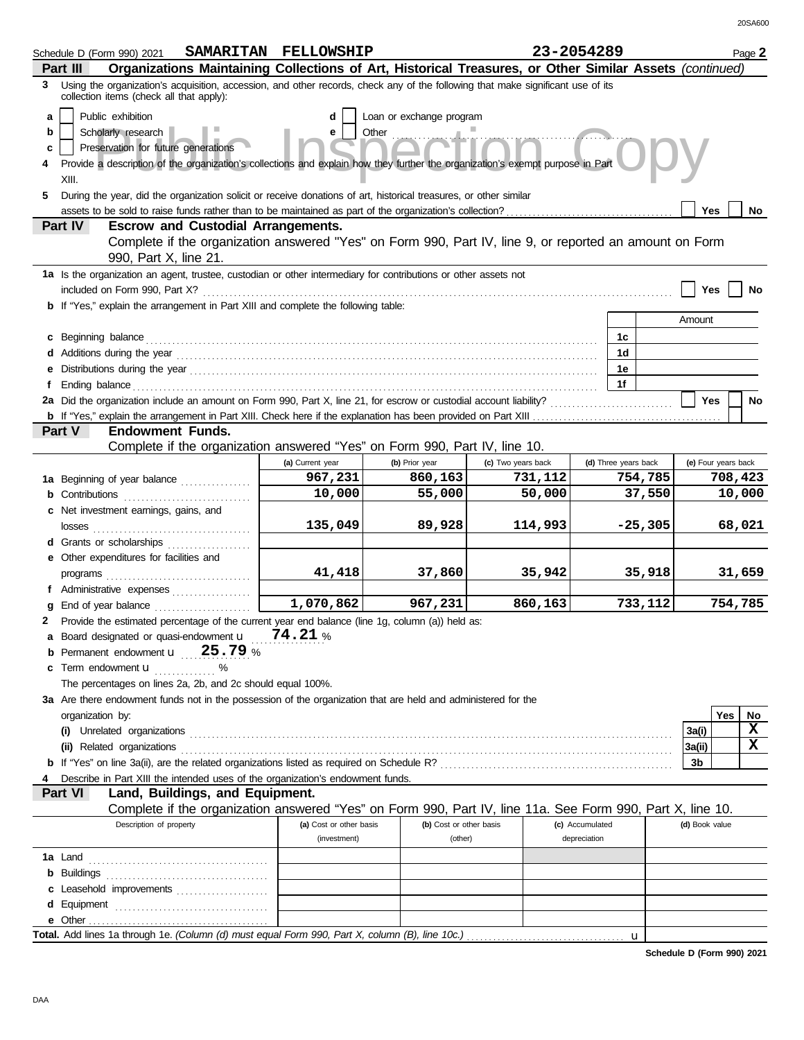Schedule D (Form 990) 2021 **SAMARITAN FELLOWSHIP** **23-2054289** Page **2**

## Part III Organizations Maintaining Collections of Art, Historical Treasures, or Other Similar Assets *(continued)*

**3** Using the organization's acquisition, accession, and other records, check any of the following that make significant use of its collection items (check all that apply):

- **a** ☐ Public exhibition
- **b** ☐ Scholarly research
- **c** ☐ Preservation for future generations
- **d** ☐ Loan or exchange program
- **e** ☐ Other

**4** Provide a description of the organization's collections and explain how they further the organization's exempt purpose in Part XIII.

**5** During the year, did the organization solicit or receive donations of art, historical treasures, or other similar assets to be sold to raise funds rather than to be maintained as part of the organization's collection? ☐ Yes ☐ No

## Part IV Escrow and Custodial Arrangements.

Complete if the organization answered "Yes" on Form 990, Part IV, line 9, or reported an amount on Form 990, Part X, line 21.

**1a** Is the organization an agent, trustee, custodian or other intermediary for contributions or other assets not included on Form 990, Part X? ☐ Yes ☐ No

**b** If "Yes," explain the arrangement in Part XIII and complete the following table:

| | | Amount |
|---|---|---|
| **c** Beginning balance | 1c | |
| **d** Additions during the year | 1d | |
| **e** Distributions during the year | 1e | |
| **f** Ending balance | 1f | |

**2a** Did the organization include an amount on Form 990, Part X, line 21, for escrow or custodial account liability? ☐ Yes ☐ No

**b** If "Yes," explain the arrangement in Part XIII. Check here if the explanation has been provided on Part XIII ☐

## Part V Endowment Funds.

Complete if the organization answered "Yes" on Form 990, Part IV, line 10.

| | (a) Current year | (b) Prior year | (c) Two years back | (d) Three years back | (e) Four years back |
|---|---|---|---|---|---|
| **1a** Beginning of year balance | 967,231 | 860,163 | 731,112 | 754,785 | 708,423 |
| **b** Contributions | 10,000 | 55,000 | 50,000 | 37,550 | 10,000 |
| **c** Net investment earnings, gains, and losses | 135,049 | 89,928 | 114,993 | -25,305 | 68,021 |
| **d** Grants or scholarships | | | | | |
| **e** Other expenditures for facilities and programs | 41,418 | 37,860 | 35,942 | 35,918 | 31,659 |
| **f** Administrative expenses | | | | | |
| **g** End of year balance | 1,070,862 | 967,231 | 860,163 | 733,112 | 754,785 |

**2** Provide the estimated percentage of the current year end balance (line 1g, column (a)) held as:

- **a** Board designated or quasi-endowment **74.21** %
- **b** Permanent endowment **25.79** %
- **c** Term endowment %

The percentages on lines 2a, 2b, and 2c should equal 100%.

**3a** Are there endowment funds not in the possession of the organization that are held and administered for the organization by:

| | | Yes | No |
|---|---|---|---|
| **(i)** Unrelated organizations | 3a(i) | | X |
| **(ii)** Related organizations | 3a(ii) | | X |
| **b** If "Yes" on line 3a(ii), are the related organizations listed as required on Schedule R? | 3b | | |

**4** Describe in Part XIII the intended uses of the organization's endowment funds.

## Part VI Land, Buildings, and Equipment.

Complete if the organization answered "Yes" on Form 990, Part IV, line 11a. See Form 990, Part X, line 10.

| Description of property | (a) Cost or other basis (investment) | (b) Cost or other basis (other) | (c) Accumulated depreciation | (d) Book value |
|---|---|---|---|---|
| **1a** Land | | | | |
| **b** Buildings | | | | |
| **c** Leasehold improvements | | | | |
| **d** Equipment | | | | |
| **e** Other | | | | |
| **Total.** Add lines 1a through 1e. *(Column (d) must equal Form 990, Part X, column (B), line 10c.)* | | | | |

Schedule D (Form 990) 2021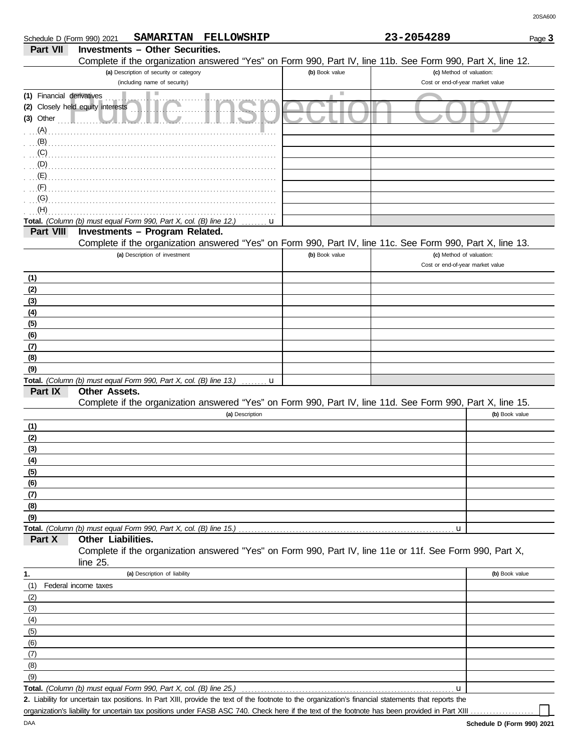Schedule D (Form 990) 2021 SAMARITAN FELLOWSHIP 23-2054289

## Part VII Investments – Other Securities.

Complete if the organization answered "Yes" on Form 990, Part IV, line 11b. See Form 990, Part X, line 12.

| (a) Description of security or category (including name of security) | (b) Book value | (c) Method of valuation: Cost or end-of-year market value |
|---|---|---|
| (1) Financial derivatives | | |
| (2) Closely held equity interests | | |
| (3) Other | | |
| (A) | | |
| (B) | | |
| (C) | | |
| (D) | | |
| (E) | | |
| (F) | | |
| (G) | | |
| (H) | | |
| **Total.** *(Column (b) must equal Form 990, Part X, col. (B) line 12.)* u | | |

## Part VIII Investments – Program Related.

Complete if the organization answered "Yes" on Form 990, Part IV, line 11c. See Form 990, Part X, line 13.

| (a) Description of investment | (b) Book value | (c) Method of valuation: Cost or end-of-year market value |
|---|---|---|
| (1) | | |
| (2) | | |
| (3) | | |
| (4) | | |
| (5) | | |
| (6) | | |
| (7) | | |
| (8) | | |
| (9) | | |
| **Total.** *(Column (b) must equal Form 990, Part X, col. (B) line 13.)* u | | |

## Part IX Other Assets.

Complete if the organization answered "Yes" on Form 990, Part IV, line 11d. See Form 990, Part X, line 15.

| (a) Description | (b) Book value |
|---|---|
| (1) | |
| (2) | |
| (3) | |
| (4) | |
| (5) | |
| (6) | |
| (7) | |
| (8) | |
| (9) | |
| **Total.** *(Column (b) must equal Form 990, Part X, col. (B) line 15.)* u | |

## Part X Other Liabilities.

Complete if the organization answered "Yes" on Form 990, Part IV, line 11e or 11f. See Form 990, Part X, line 25.

| 1. (a) Description of liability | (b) Book value |
|---|---|
| (1) Federal income taxes | |
| (2) | |
| (3) | |
| (4) | |
| (5) | |
| (6) | |
| (7) | |
| (8) | |
| (9) | |
| **Total.** *(Column (b) must equal Form 990, Part X, col. (B) line 25.)* u | |

**2.** Liability for uncertain tax positions. In Part XIII, provide the text of the footnote to the organization's financial statements that reports the organization's liability for uncertain tax positions under FASB ASC 740. Check here if the text of the footnote has been provided in Part XIII ☐

DAA **Schedule D (Form 990) 2021**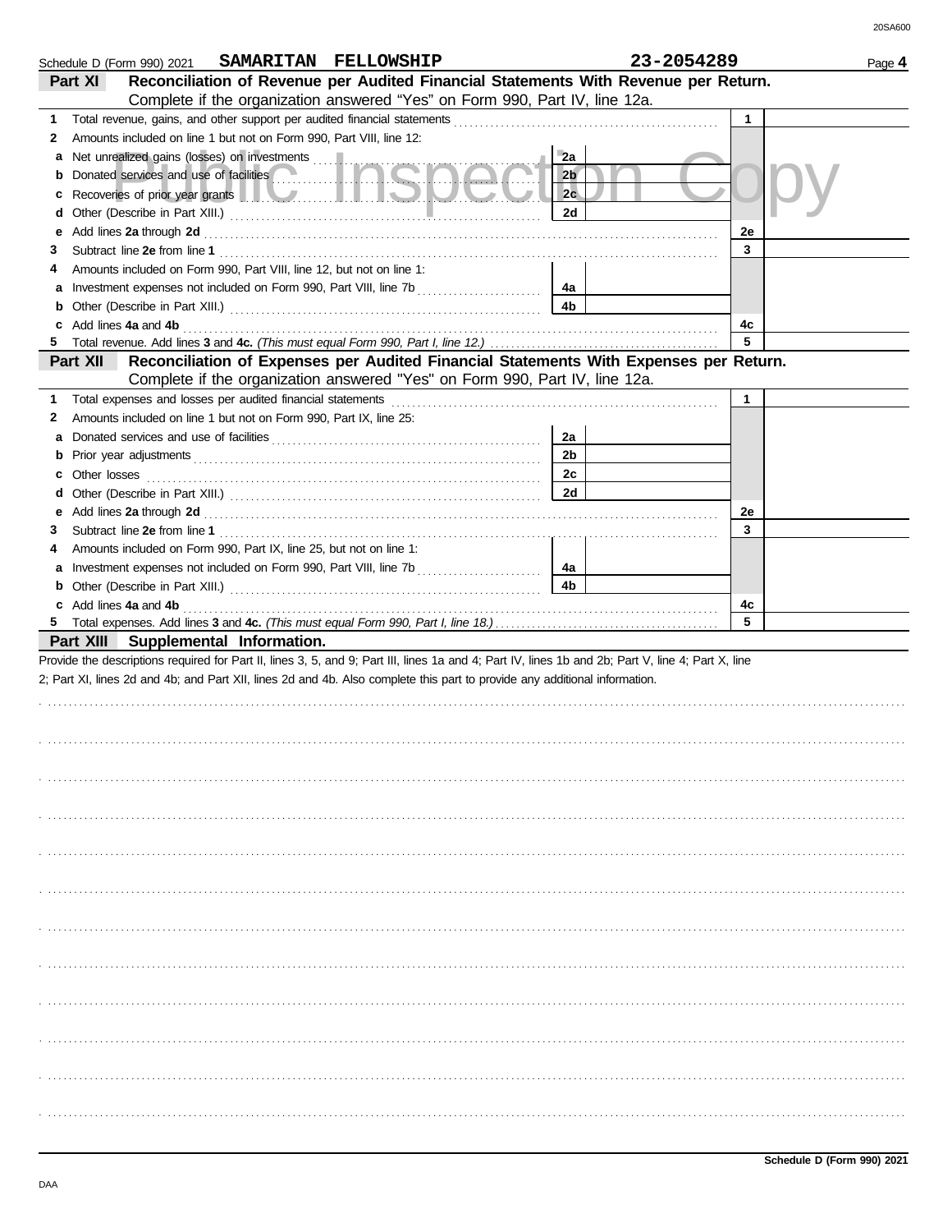Schedule D (Form 990) 2021 **SAMARITAN FELLOWSHIP** **23-2054289** Page **4**

## Part XI Reconciliation of Revenue per Audited Financial Statements With Revenue per Return.

Complete if the organization answered "Yes" on Form 990, Part IV, line 12a.

| | | | | | |
|---|---|---|---|---|---|
| **1** | Total revenue, gains, and other support per audited financial statements | | | 1 | |
| **2** | Amounts included on line 1 but not on Form 990, Part VIII, line 12: | | | | |
| **a** | Net unrealized gains (losses) on investments | 2a | | | |
| **b** | Donated services and use of facilities | 2b | | | |
| **c** | Recoveries of prior year grants | 2c | | | |
| **d** | Other (Describe in Part XIII.) | 2d | | | |
| **e** | Add lines **2a** through **2d** | | | 2e | |
| **3** | Subtract line **2e** from line **1** | | | 3 | |
| **4** | Amounts included on Form 990, Part VIII, line 12, but not on line 1: | | | | |
| **a** | Investment expenses not included on Form 990, Part VIII, line 7b | 4a | | | |
| **b** | Other (Describe in Part XIII.) | 4b | | | |
| **c** | Add lines **4a** and **4b** | | | 4c | |
| **5** | Total revenue. Add lines **3** and **4c.** *(This must equal Form 990, Part I, line 12.)* | | | 5 | |

## Part XII Reconciliation of Expenses per Audited Financial Statements With Expenses per Return.

Complete if the organization answered "Yes" on Form 990, Part IV, line 12a.

| | | | | | |
|---|---|---|---|---|---|
| **1** | Total expenses and losses per audited financial statements | | | 1 | |
| **2** | Amounts included on line 1 but not on Form 990, Part IX, line 25: | | | | |
| **a** | Donated services and use of facilities | 2a | | | |
| **b** | Prior year adjustments | 2b | | | |
| **c** | Other losses | 2c | | | |
| **d** | Other (Describe in Part XIII.) | 2d | | | |
| **e** | Add lines **2a** through **2d** | | | 2e | |
| **3** | Subtract line **2e** from line **1** | | | 3 | |
| **4** | Amounts included on Form 990, Part IX, line 25, but not on line 1: | | | | |
| **a** | Investment expenses not included on Form 990, Part VIII, line 7b | 4a | | | |
| **b** | Other (Describe in Part XIII.) | 4b | | | |
| **c** | Add lines **4a** and **4b** | | | 4c | |
| **5** | Total expenses. Add lines **3** and **4c.** *(This must equal Form 990, Part I, line 18.)* | | | 5 | |

## Part XIII Supplemental Information.

Provide the descriptions required for Part II, lines 3, 5, and 9; Part III, lines 1a and 4; Part IV, lines 1b and 2b; Part V, line 4; Part X, line 2; Part XI, lines 2d and 4b; and Part XII, lines 2d and 4b. Also complete this part to provide any additional information.

**Schedule D (Form 990) 2021**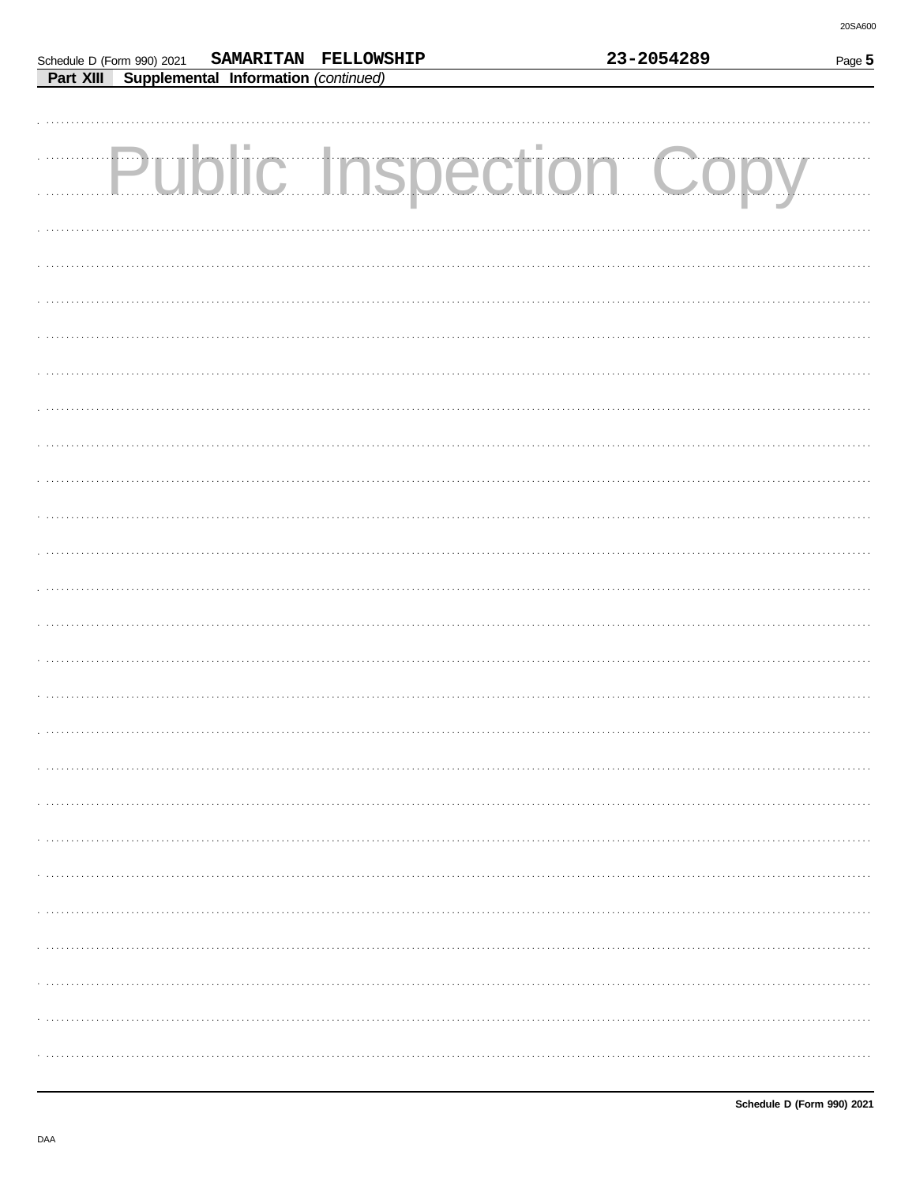Schedule D (Form 990) 2021 **SAMARITAN FELLOWSHIP** **23-2054289**

**Part XIII** **Supplemental Information** *(continued)*

Public Inspection Copy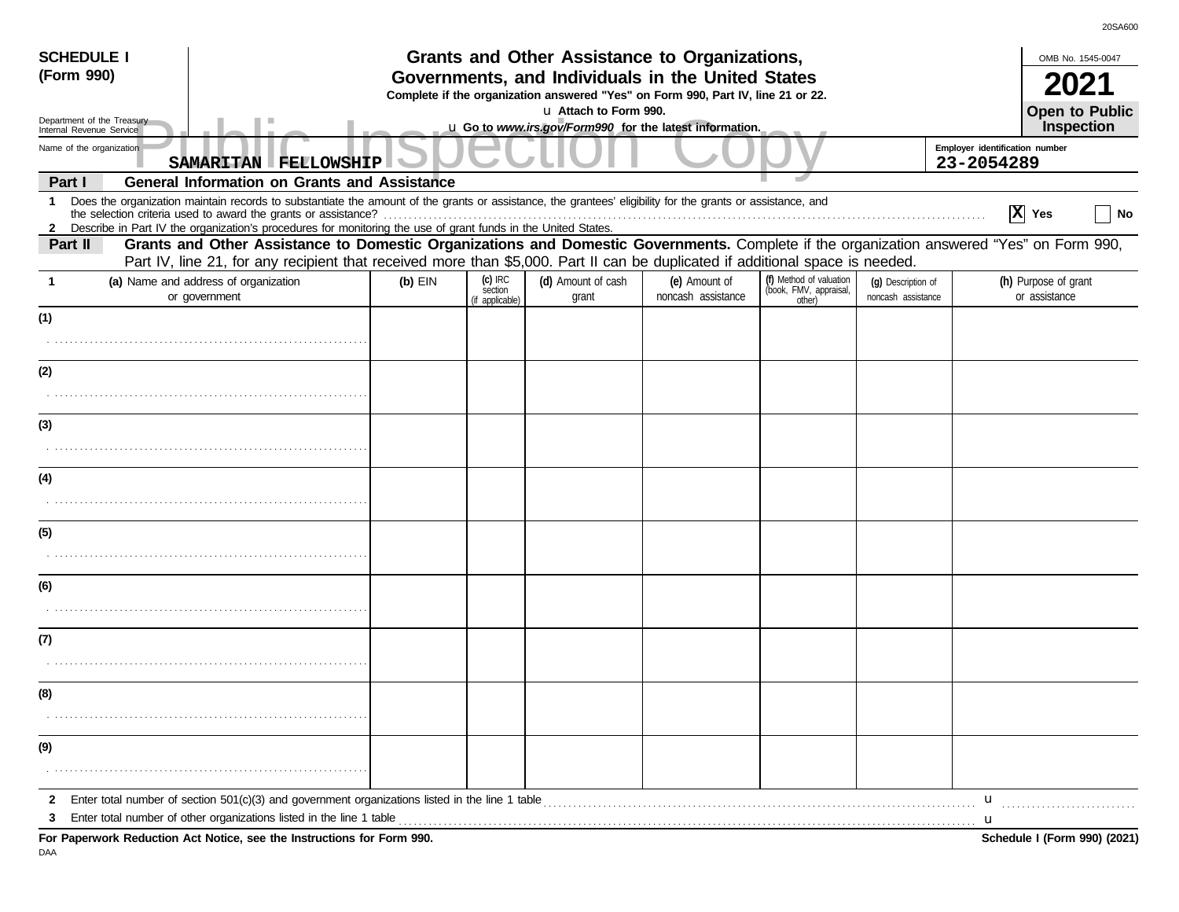**SCHEDULE I (Form 990)**

Department of the Treasury
Internal Revenue Service

# Grants and Other Assistance to Organizations, Governments, and Individuals in the United States

**Complete if the organization answered "Yes" on Form 990, Part IV, line 21 or 22.**

u **Attach to Form 990.**

u **Go to *www.irs.gov/Form990* for the latest information.**

OMB No. 1545-0047

**2021**

**Open to Public Inspection**

Public Inspection Copy

Name of the organization: **SAMARITAN FELLOWSHIP**

Employer identification number: **23-2054289**

## Part I General Information on Grants and Assistance

1 Does the organization maintain records to substantiate the amount of the grants or assistance, the grantees' eligibility for the grants or assistance, and the selection criteria used to award the grants or assistance? ..... [X] Yes [ ] No

2 Describe in Part IV the organization's procedures for monitoring the use of grant funds in the United States.

## Part II Grants and Other Assistance to Domestic Organizations and Domestic Governments.

Complete if the organization answered "Yes" on Form 990, Part IV, line 21, for any recipient that received more than $5,000. Part II can be duplicated if additional space is needed.

| 1 (a) Name and address of organization or government | (b) EIN | (c) IRC section (if applicable) | (d) Amount of cash grant | (e) Amount of noncash assistance | (f) Method of valuation (book, FMV, appraisal, other) | (g) Description of noncash assistance | (h) Purpose of grant or assistance |
|---|---|---|---|---|---|---|---|
| (1) | | | | | | | |
| (2) | | | | | | | |
| (3) | | | | | | | |
| (4) | | | | | | | |
| (5) | | | | | | | |
| (6) | | | | | | | |
| (7) | | | | | | | |
| (8) | | | | | | | |
| (9) | | | | | | | |

2 Enter total number of section 501(c)(3) and government organizations listed in the line 1 table ..... u

3 Enter total number of other organizations listed in the line 1 table ..... u

**For Paperwork Reduction Act Notice, see the Instructions for Form 990.**

**Schedule I (Form 990) (2021)**

DAA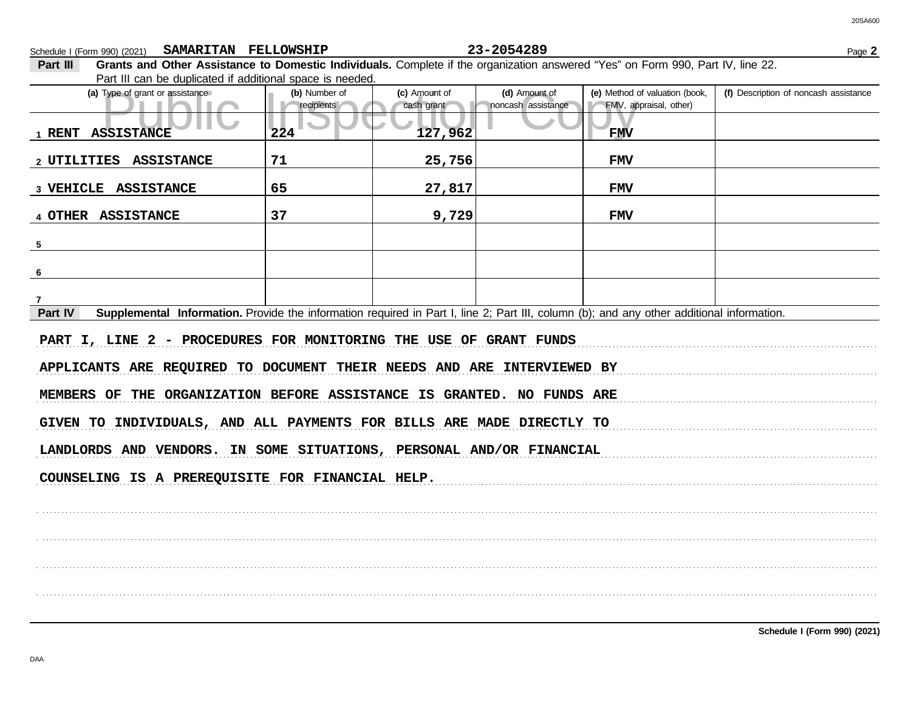Schedule I (Form 990) (2021) **SAMARITAN FELLOWSHIP** **23-2054289**

**Part III** **Grants and Other Assistance to Domestic Individuals.** Complete if the organization answered "Yes" on Form 990, Part IV, line 22. Part III can be duplicated if additional space is needed.

| (a) Type of grant or assistance | (b) Number of recipients | (c) Amount of cash grant | (d) Amount of noncash assistance | (e) Method of valuation (book, FMV, appraisal, other) | (f) Description of noncash assistance |
|---|---|---|---|---|---|
| 1 RENT ASSISTANCE | 224 | 127,962 | | FMV | |
| 2 UTILITIES ASSISTANCE | 71 | 25,756 | | FMV | |
| 3 VEHICLE ASSISTANCE | 65 | 27,817 | | FMV | |
| 4 OTHER ASSISTANCE | 37 | 9,729 | | FMV | |
| 5 | | | | | |
| 6 | | | | | |
| 7 | | | | | |

**Part IV** **Supplemental Information.** Provide the information required in Part I, line 2; Part III, column (b); and any other additional information.

PART I, LINE 2 - PROCEDURES FOR MONITORING THE USE OF GRANT FUNDS

APPLICANTS ARE REQUIRED TO DOCUMENT THEIR NEEDS AND ARE INTERVIEWED BY MEMBERS OF THE ORGANIZATION BEFORE ASSISTANCE IS GRANTED. NO FUNDS ARE GIVEN TO INDIVIDUALS, AND ALL PAYMENTS FOR BILLS ARE MADE DIRECTLY TO LANDLORDS AND VENDORS. IN SOME SITUATIONS, PERSONAL AND/OR FINANCIAL COUNSELING IS A PREREQUISITE FOR FINANCIAL HELP.

**Schedule I (Form 990) (2021)**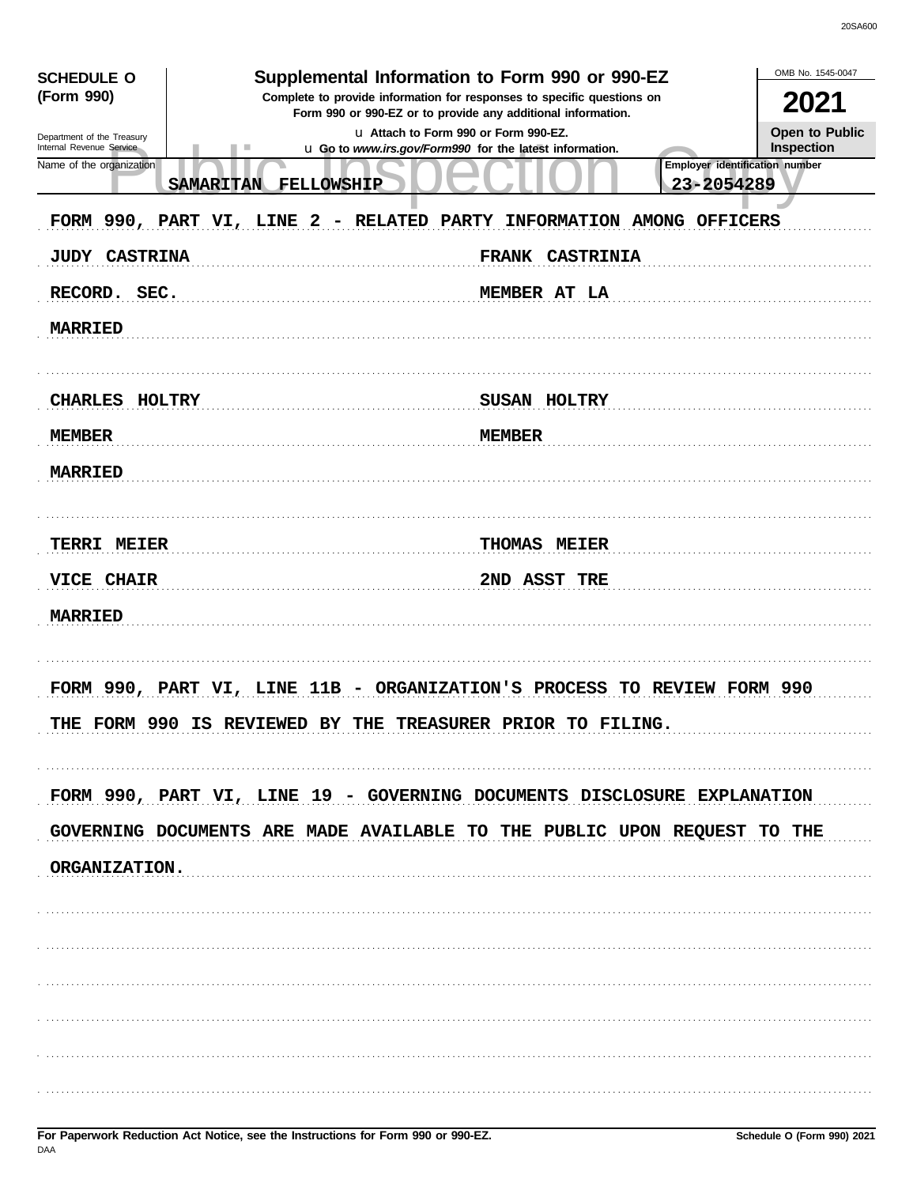**SCHEDULE O (Form 990)**

Department of the Treasury
Internal Revenue Service

# Supplemental Information to Form 990 or 990-EZ

**Complete to provide information for responses to specific questions on Form 990 or 990-EZ or to provide any additional information.**

u Attach to Form 990 or Form 990-EZ.
u Go to *www.irs.gov/Form990* for the latest information.

OMB No. 1545-0047

**2021**

**Open to Public Inspection**

| Name of the organization | Employer identification number |
|---|---|
| SAMARITAN FELLOWSHIP | 23-2054289 |

FORM 990, PART VI, LINE 2 - RELATED PARTY INFORMATION AMONG OFFICERS

| | |
|---|---|
| JUDY CASTRINA | FRANK CASTRINIA |
| RECORD. SEC. | MEMBER AT LA |
| MARRIED | |

| | |
|---|---|
| CHARLES HOLTRY | SUSAN HOLTRY |
| MEMBER | MEMBER |
| MARRIED | |

| | |
|---|---|
| TERRI MEIER | THOMAS MEIER |
| VICE CHAIR | 2ND ASST TRE |
| MARRIED | |

FORM 990, PART VI, LINE 11B - ORGANIZATION'S PROCESS TO REVIEW FORM 990

THE FORM 990 IS REVIEWED BY THE TREASURER PRIOR TO FILING.

FORM 990, PART VI, LINE 19 - GOVERNING DOCUMENTS DISCLOSURE EXPLANATION

GOVERNING DOCUMENTS ARE MADE AVAILABLE TO THE PUBLIC UPON REQUEST TO THE ORGANIZATION.

For Paperwork Reduction Act Notice, see the Instructions for Form 990 or 990-EZ.

Schedule O (Form 990) 2021